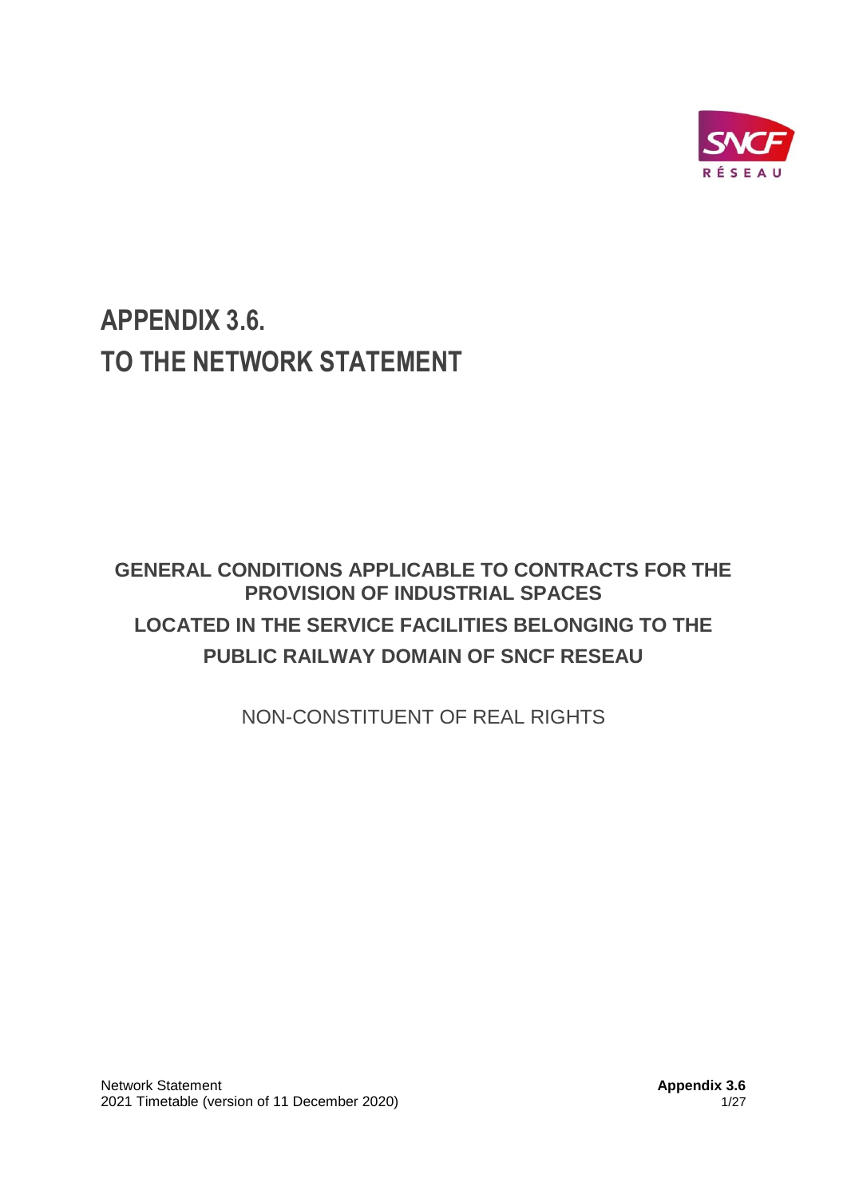# APPENDIX 3.6.
# TO THE NETWORK STATEMENT

## GENERAL CONDITIONS APPLICABLE TO CONTRACTS FOR THE PROVISION OF INDUSTRIAL SPACES LOCATED IN THE SERVICE FACILITIES BELONGING TO THE PUBLIC RAILWAY DOMAIN OF SNCF RESEAU

NON-CONSTITUENT OF REAL RIGHTS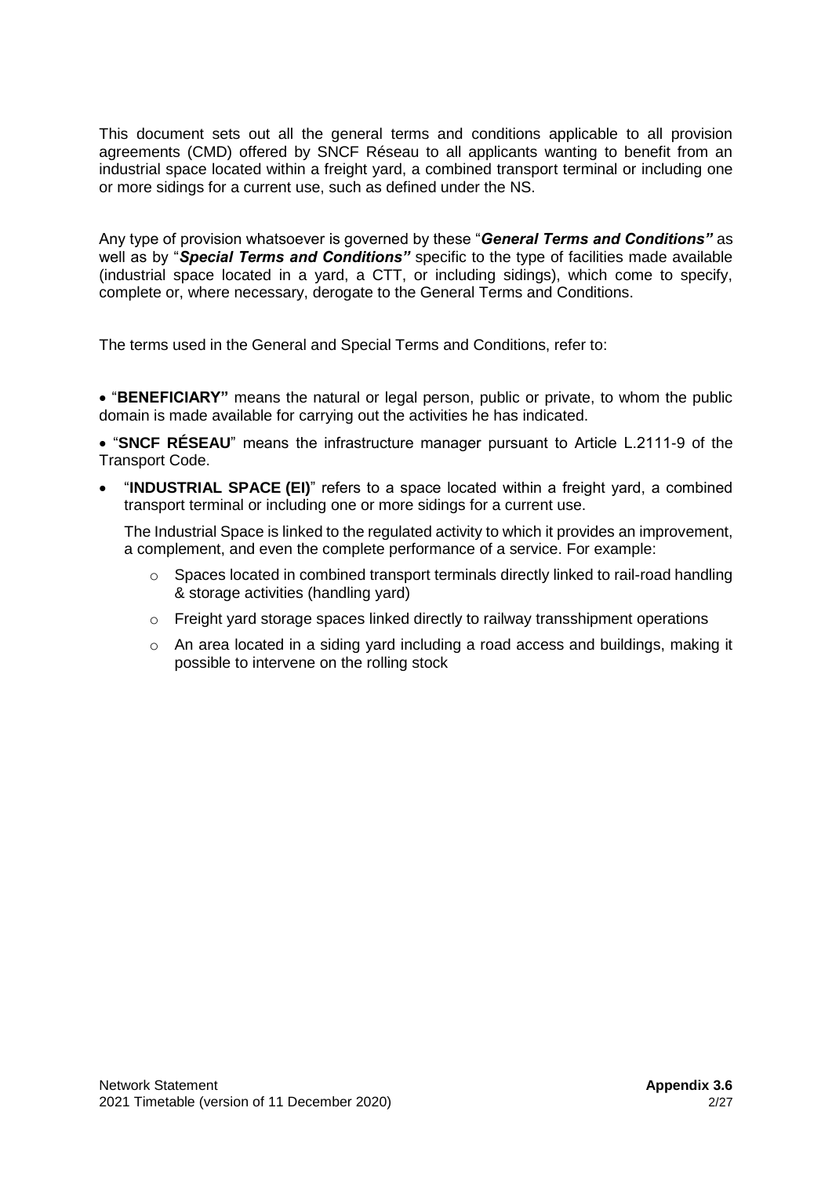This document sets out all the general terms and conditions applicable to all provision agreements (CMD) offered by SNCF Réseau to all applicants wanting to benefit from an industrial space located within a freight yard, a combined transport terminal or including one or more sidings for a current use, such as defined under the NS.

Any type of provision whatsoever is governed by these "***General Terms and Conditions"*** as well as by "***Special Terms and Conditions"*** specific to the type of facilities made available (industrial space located in a yard, a CTT, or including sidings), which come to specify, complete or, where necessary, derogate to the General Terms and Conditions.

The terms used in the General and Special Terms and Conditions, refer to:

- "**BENEFICIARY"** means the natural or legal person, public or private, to whom the public domain is made available for carrying out the activities he has indicated.
- "**SNCF RÉSEAU**" means the infrastructure manager pursuant to Article L.2111-9 of the Transport Code.
- "**INDUSTRIAL SPACE (EI)**" refers to a space located within a freight yard, a combined transport terminal or including one or more sidings for a current use.

  The Industrial Space is linked to the regulated activity to which it provides an improvement, a complement, and even the complete performance of a service. For example:

  - Spaces located in combined transport terminals directly linked to rail-road handling & storage activities (handling yard)
  - Freight yard storage spaces linked directly to railway transshipment operations
  - An area located in a siding yard including a road access and buildings, making it possible to intervene on the rolling stock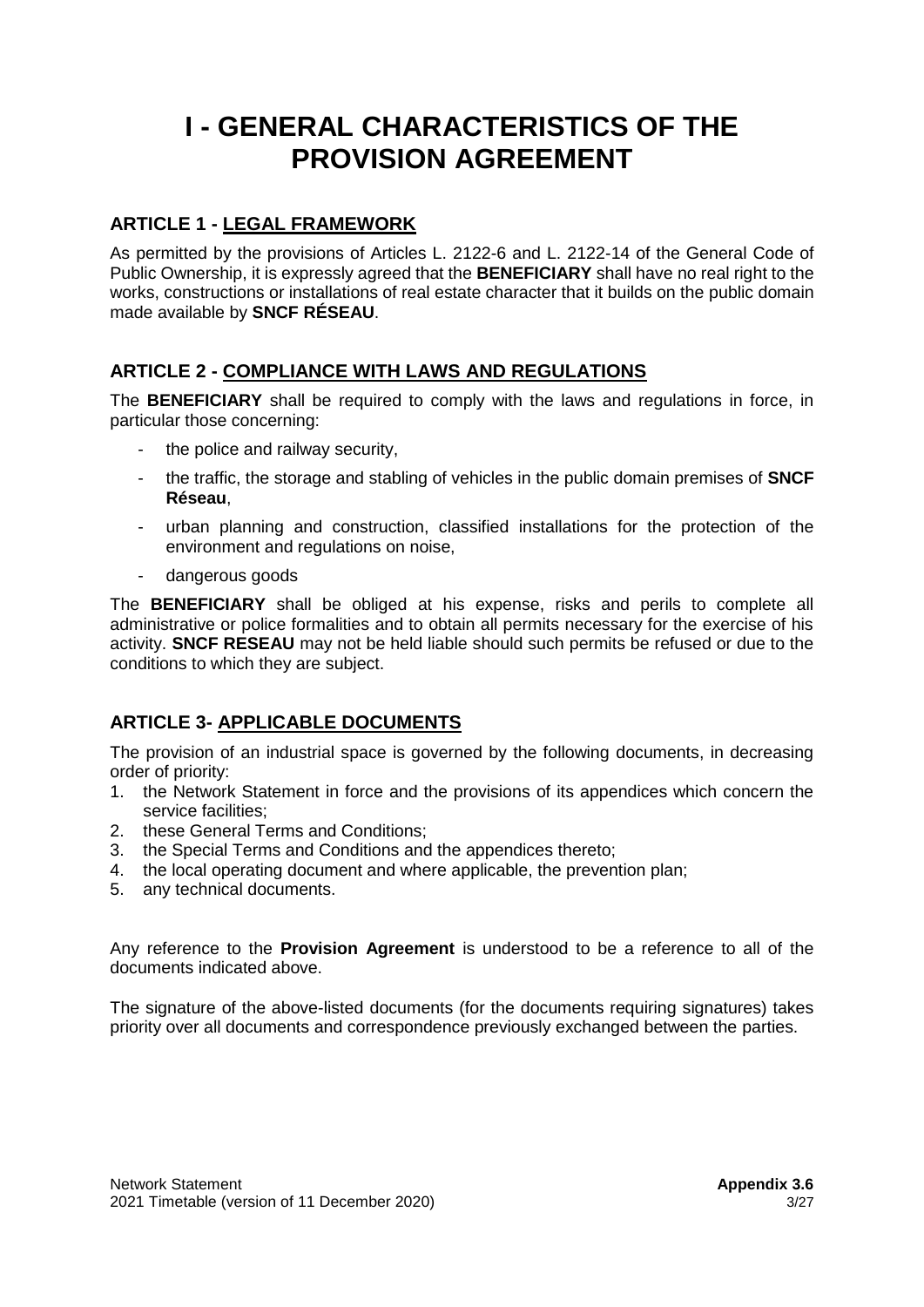# I - GENERAL CHARACTERISTICS OF THE PROVISION AGREEMENT

## ARTICLE 1 - LEGAL FRAMEWORK

As permitted by the provisions of Articles L. 2122-6 and L. 2122-14 of the General Code of Public Ownership, it is expressly agreed that the **BENEFICIARY** shall have no real right to the works, constructions or installations of real estate character that it builds on the public domain made available by **SNCF RÉSEAU**.

## ARTICLE 2 - COMPLIANCE WITH LAWS AND REGULATIONS

The **BENEFICIARY** shall be required to comply with the laws and regulations in force, in particular those concerning:

- the police and railway security,
- the traffic, the storage and stabling of vehicles in the public domain premises of **SNCF Réseau**,
- urban planning and construction, classified installations for the protection of the environment and regulations on noise,
- dangerous goods

The **BENEFICIARY** shall be obliged at his expense, risks and perils to complete all administrative or police formalities and to obtain all permits necessary for the exercise of his activity. **SNCF RESEAU** may not be held liable should such permits be refused or due to the conditions to which they are subject.

## ARTICLE 3- APPLICABLE DOCUMENTS

The provision of an industrial space is governed by the following documents, in decreasing order of priority:

1. the Network Statement in force and the provisions of its appendices which concern the service facilities;
2. these General Terms and Conditions;
3. the Special Terms and Conditions and the appendices thereto;
4. the local operating document and where applicable, the prevention plan;
5. any technical documents.

Any reference to the **Provision Agreement** is understood to be a reference to all of the documents indicated above.

The signature of the above-listed documents (for the documents requiring signatures) takes priority over all documents and correspondence previously exchanged between the parties.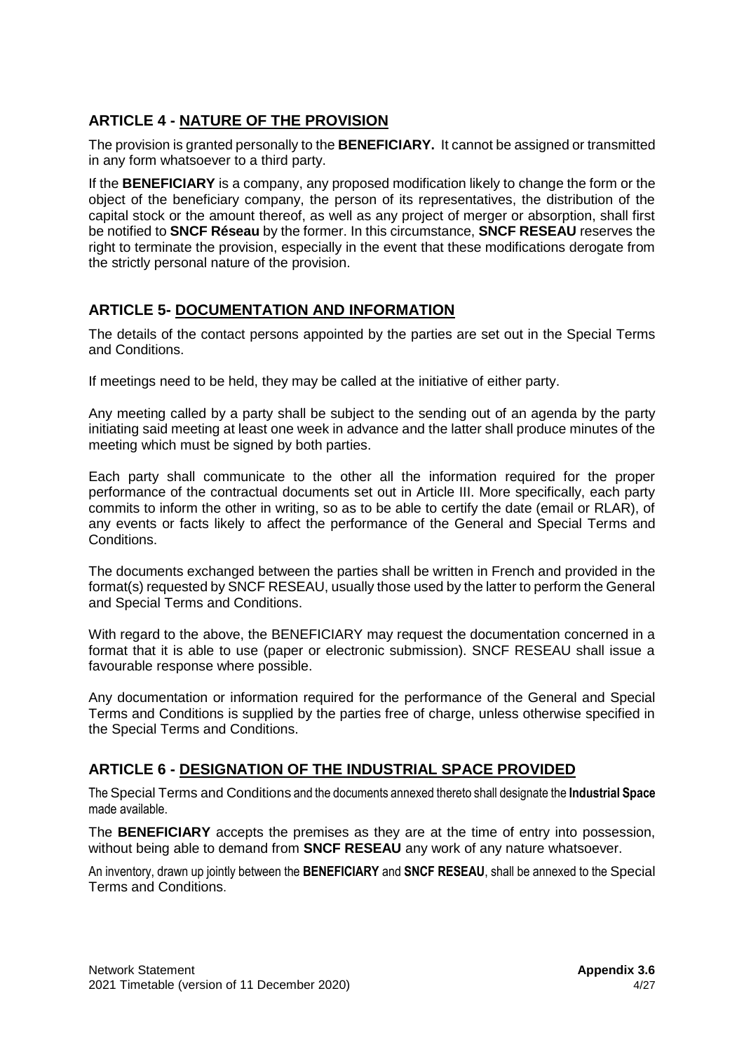## ARTICLE 4 - NATURE OF THE PROVISION

The provision is granted personally to the **BENEFICIARY.** It cannot be assigned or transmitted in any form whatsoever to a third party.

If the **BENEFICIARY** is a company, any proposed modification likely to change the form or the object of the beneficiary company, the person of its representatives, the distribution of the capital stock or the amount thereof, as well as any project of merger or absorption, shall first be notified to **SNCF Réseau** by the former. In this circumstance, **SNCF RESEAU** reserves the right to terminate the provision, especially in the event that these modifications derogate from the strictly personal nature of the provision.

## ARTICLE 5- DOCUMENTATION AND INFORMATION

The details of the contact persons appointed by the parties are set out in the Special Terms and Conditions.

If meetings need to be held, they may be called at the initiative of either party.

Any meeting called by a party shall be subject to the sending out of an agenda by the party initiating said meeting at least one week in advance and the latter shall produce minutes of the meeting which must be signed by both parties.

Each party shall communicate to the other all the information required for the proper performance of the contractual documents set out in Article III. More specifically, each party commits to inform the other in writing, so as to be able to certify the date (email or RLAR), of any events or facts likely to affect the performance of the General and Special Terms and Conditions.

The documents exchanged between the parties shall be written in French and provided in the format(s) requested by SNCF RESEAU, usually those used by the latter to perform the General and Special Terms and Conditions.

With regard to the above, the BENEFICIARY may request the documentation concerned in a format that it is able to use (paper or electronic submission). SNCF RESEAU shall issue a favourable response where possible.

Any documentation or information required for the performance of the General and Special Terms and Conditions is supplied by the parties free of charge, unless otherwise specified in the Special Terms and Conditions.

## ARTICLE 6 - DESIGNATION OF THE INDUSTRIAL SPACE PROVIDED

The Special Terms and Conditions and the documents annexed thereto shall designate the **Industrial Space** made available.

The **BENEFICIARY** accepts the premises as they are at the time of entry into possession, without being able to demand from **SNCF RESEAU** any work of any nature whatsoever.

An inventory, drawn up jointly between the **BENEFICIARY** and **SNCF RESEAU**, shall be annexed to the Special Terms and Conditions.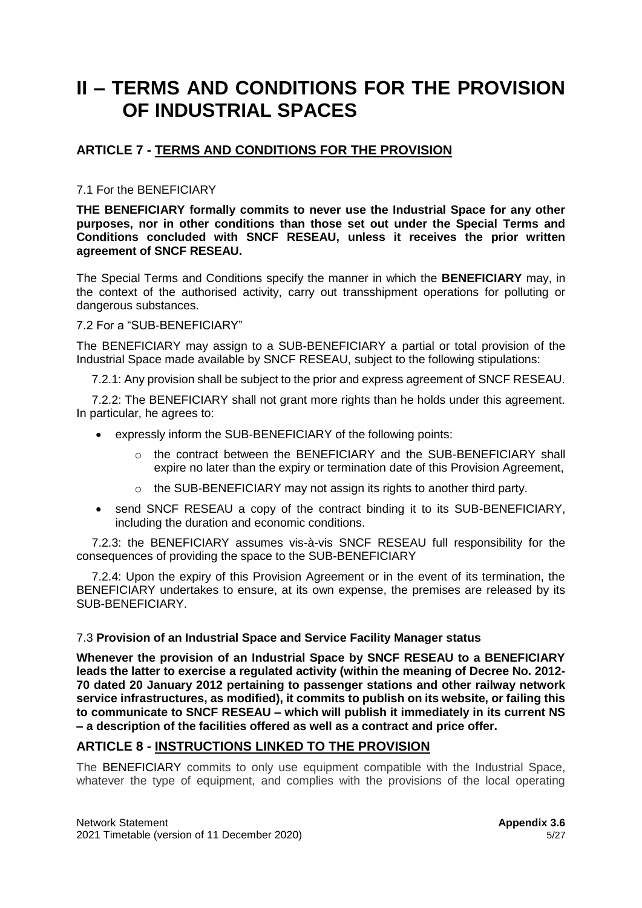# II – TERMS AND CONDITIONS FOR THE PROVISION OF INDUSTRIAL SPACES

## ARTICLE 7 - TERMS AND CONDITIONS FOR THE PROVISION

7.1 For the BENEFICIARY

**THE BENEFICIARY formally commits to never use the Industrial Space for any other purposes, nor in other conditions than those set out under the Special Terms and Conditions concluded with SNCF RESEAU, unless it receives the prior written agreement of SNCF RESEAU.**

The Special Terms and Conditions specify the manner in which the **BENEFICIARY** may, in the context of the authorised activity, carry out transshipment operations for polluting or dangerous substances.

7.2 For a "SUB-BENEFICIARY"

The BENEFICIARY may assign to a SUB-BENEFICIARY a partial or total provision of the Industrial Space made available by SNCF RESEAU, subject to the following stipulations:

7.2.1: Any provision shall be subject to the prior and express agreement of SNCF RESEAU.

7.2.2: The BENEFICIARY shall not grant more rights than he holds under this agreement. In particular, he agrees to:

- expressly inform the SUB-BENEFICIARY of the following points:
  - the contract between the BENEFICIARY and the SUB-BENEFICIARY shall expire no later than the expiry or termination date of this Provision Agreement,
  - the SUB-BENEFICIARY may not assign its rights to another third party.
- send SNCF RESEAU a copy of the contract binding it to its SUB-BENEFICIARY, including the duration and economic conditions.

7.2.3: the BENEFICIARY assumes vis-à-vis SNCF RESEAU full responsibility for the consequences of providing the space to the SUB-BENEFICIARY

7.2.4: Upon the expiry of this Provision Agreement or in the event of its termination, the BENEFICIARY undertakes to ensure, at its own expense, the premises are released by its SUB-BENEFICIARY.

7.3 **Provision of an Industrial Space and Service Facility Manager status**

**Whenever the provision of an Industrial Space by SNCF RESEAU to a BENEFICIARY leads the latter to exercise a regulated activity (within the meaning of Decree No. 2012-70 dated 20 January 2012 pertaining to passenger stations and other railway network service infrastructures, as modified), it commits to publish on its website, or failing this to communicate to SNCF RESEAU – which will publish it immediately in its current NS – a description of the facilities offered as well as a contract and price offer.**

## ARTICLE 8 - INSTRUCTIONS LINKED TO THE PROVISION

The BENEFICIARY commits to only use equipment compatible with the Industrial Space, whatever the type of equipment, and complies with the provisions of the local operating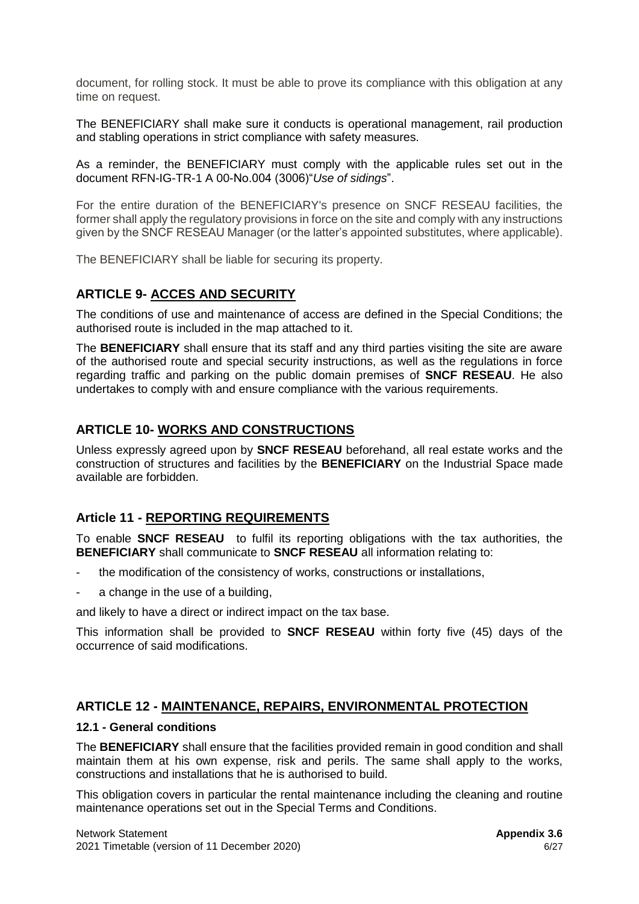document, for rolling stock. It must be able to prove its compliance with this obligation at any time on request.

The BENEFICIARY shall make sure it conducts is operational management, rail production and stabling operations in strict compliance with safety measures.

As a reminder, the BENEFICIARY must comply with the applicable rules set out in the document RFN-IG-TR-1 A 00-No.004 (3006)"*Use of sidings*".

For the entire duration of the BENEFICIARY's presence on SNCF RESEAU facilities, the former shall apply the regulatory provisions in force on the site and comply with any instructions given by the SNCF RESEAU Manager (or the latter's appointed substitutes, where applicable).

The BENEFICIARY shall be liable for securing its property.

## ARTICLE 9- ACCES AND SECURITY

The conditions of use and maintenance of access are defined in the Special Conditions; the authorised route is included in the map attached to it.

The **BENEFICIARY** shall ensure that its staff and any third parties visiting the site are aware of the authorised route and special security instructions, as well as the regulations in force regarding traffic and parking on the public domain premises of **SNCF RESEAU**. He also undertakes to comply with and ensure compliance with the various requirements.

## ARTICLE 10- WORKS AND CONSTRUCTIONS

Unless expressly agreed upon by **SNCF RESEAU** beforehand, all real estate works and the construction of structures and facilities by the **BENEFICIARY** on the Industrial Space made available are forbidden.

## Article 11 - REPORTING REQUIREMENTS

To enable **SNCF RESEAU** to fulfil its reporting obligations with the tax authorities, the **BENEFICIARY** shall communicate to **SNCF RESEAU** all information relating to:

- the modification of the consistency of works, constructions or installations,
- a change in the use of a building,

and likely to have a direct or indirect impact on the tax base.

This information shall be provided to **SNCF RESEAU** within forty five (45) days of the occurrence of said modifications.

## ARTICLE 12 - MAINTENANCE, REPAIRS, ENVIRONMENTAL PROTECTION

### 12.1 - General conditions

The **BENEFICIARY** shall ensure that the facilities provided remain in good condition and shall maintain them at his own expense, risk and perils. The same shall apply to the works, constructions and installations that he is authorised to build.

This obligation covers in particular the rental maintenance including the cleaning and routine maintenance operations set out in the Special Terms and Conditions.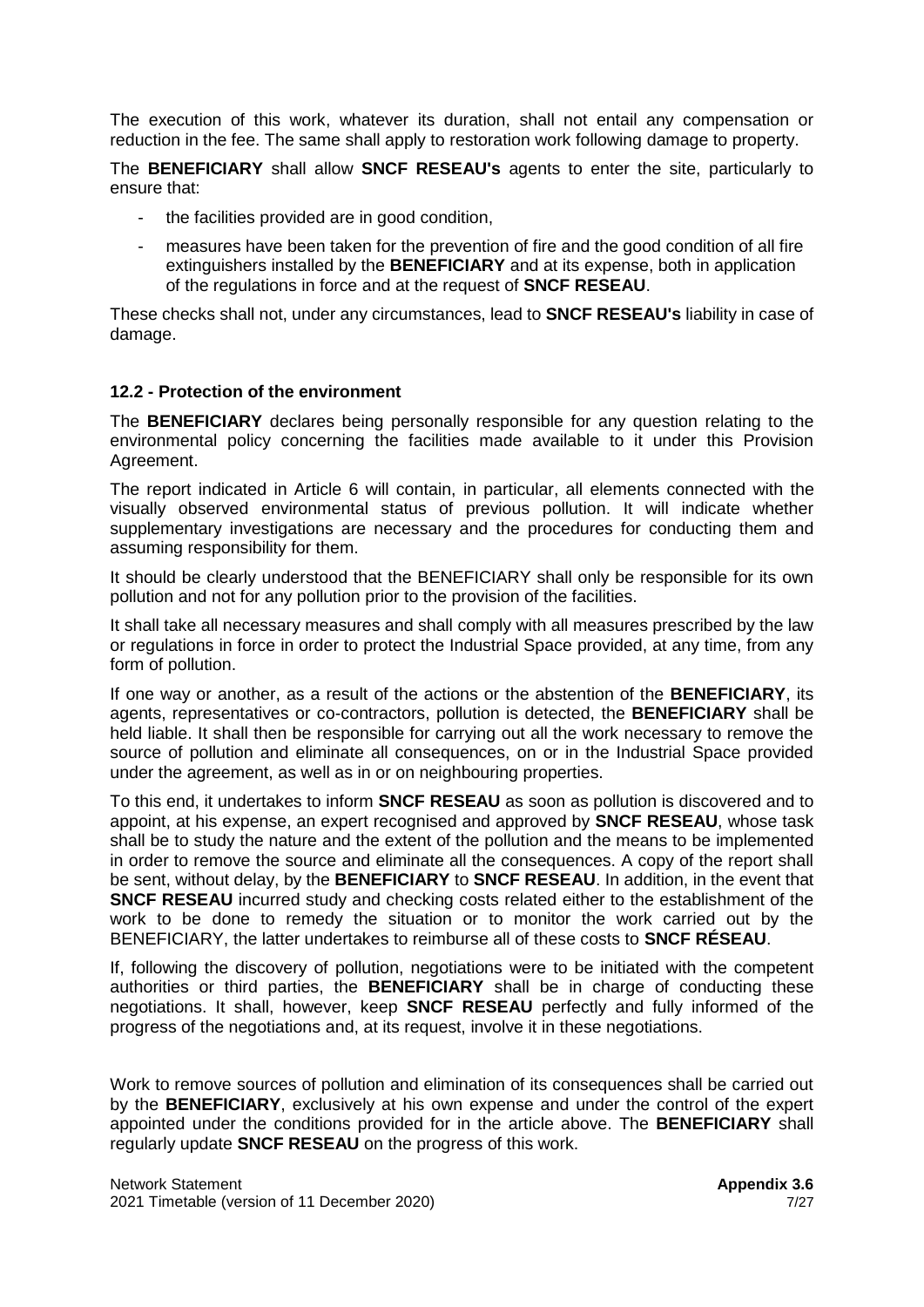The execution of this work, whatever its duration, shall not entail any compensation or reduction in the fee. The same shall apply to restoration work following damage to property.

The **BENEFICIARY** shall allow **SNCF RESEAU's** agents to enter the site, particularly to ensure that:

- the facilities provided are in good condition,
- measures have been taken for the prevention of fire and the good condition of all fire extinguishers installed by the **BENEFICIARY** and at its expense, both in application of the regulations in force and at the request of **SNCF RESEAU**.

These checks shall not, under any circumstances, lead to **SNCF RESEAU's** liability in case of damage.

#### 12.2 - Protection of the environment

The **BENEFICIARY** declares being personally responsible for any question relating to the environmental policy concerning the facilities made available to it under this Provision Agreement.

The report indicated in Article 6 will contain, in particular, all elements connected with the visually observed environmental status of previous pollution. It will indicate whether supplementary investigations are necessary and the procedures for conducting them and assuming responsibility for them.

It should be clearly understood that the BENEFICIARY shall only be responsible for its own pollution and not for any pollution prior to the provision of the facilities.

It shall take all necessary measures and shall comply with all measures prescribed by the law or regulations in force in order to protect the Industrial Space provided, at any time, from any form of pollution.

If one way or another, as a result of the actions or the abstention of the **BENEFICIARY**, its agents, representatives or co-contractors, pollution is detected, the **BENEFICIARY** shall be held liable. It shall then be responsible for carrying out all the work necessary to remove the source of pollution and eliminate all consequences, on or in the Industrial Space provided under the agreement, as well as in or on neighbouring properties.

To this end, it undertakes to inform **SNCF RESEAU** as soon as pollution is discovered and to appoint, at his expense, an expert recognised and approved by **SNCF RESEAU**, whose task shall be to study the nature and the extent of the pollution and the means to be implemented in order to remove the source and eliminate all the consequences. A copy of the report shall be sent, without delay, by the **BENEFICIARY** to **SNCF RESEAU**. In addition, in the event that **SNCF RESEAU** incurred study and checking costs related either to the establishment of the work to be done to remedy the situation or to monitor the work carried out by the BENEFICIARY, the latter undertakes to reimburse all of these costs to **SNCF RÉSEAU**.

If, following the discovery of pollution, negotiations were to be initiated with the competent authorities or third parties, the **BENEFICIARY** shall be in charge of conducting these negotiations. It shall, however, keep **SNCF RESEAU** perfectly and fully informed of the progress of the negotiations and, at its request, involve it in these negotiations.

Work to remove sources of pollution and elimination of its consequences shall be carried out by the **BENEFICIARY**, exclusively at his own expense and under the control of the expert appointed under the conditions provided for in the article above. The **BENEFICIARY** shall regularly update **SNCF RESEAU** on the progress of this work.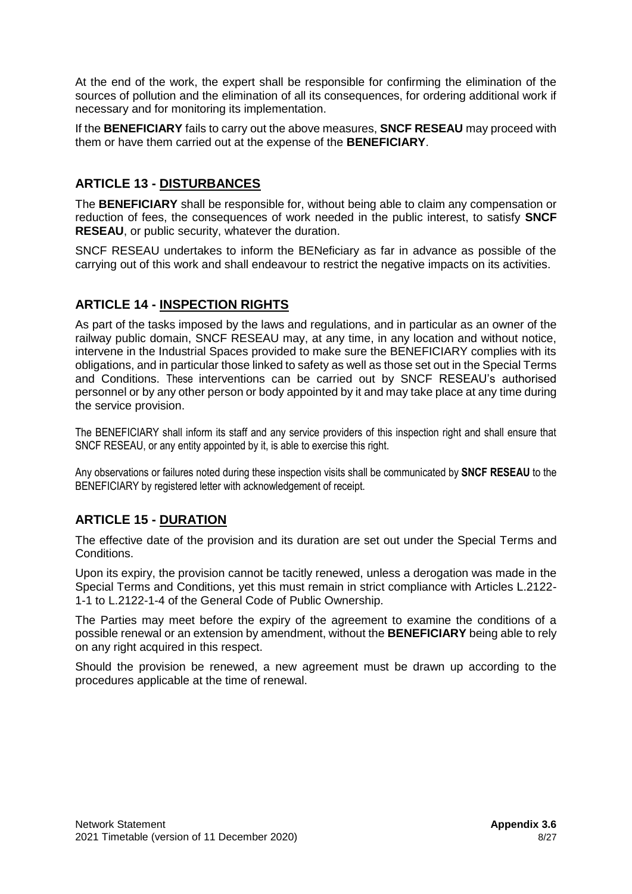At the end of the work, the expert shall be responsible for confirming the elimination of the sources of pollution and the elimination of all its consequences, for ordering additional work if necessary and for monitoring its implementation.

If the **BENEFICIARY** fails to carry out the above measures, **SNCF RESEAU** may proceed with them or have them carried out at the expense of the **BENEFICIARY**.

## ARTICLE 13 - DISTURBANCES

The **BENEFICIARY** shall be responsible for, without being able to claim any compensation or reduction of fees, the consequences of work needed in the public interest, to satisfy **SNCF RESEAU**, or public security, whatever the duration.

SNCF RESEAU undertakes to inform the BENeficiary as far in advance as possible of the carrying out of this work and shall endeavour to restrict the negative impacts on its activities.

## ARTICLE 14 - INSPECTION RIGHTS

As part of the tasks imposed by the laws and regulations, and in particular as an owner of the railway public domain, SNCF RESEAU may, at any time, in any location and without notice, intervene in the Industrial Spaces provided to make sure the BENEFICIARY complies with its obligations, and in particular those linked to safety as well as those set out in the Special Terms and Conditions. These interventions can be carried out by SNCF RESEAU's authorised personnel or by any other person or body appointed by it and may take place at any time during the service provision.

The BENEFICIARY shall inform its staff and any service providers of this inspection right and shall ensure that SNCF RESEAU, or any entity appointed by it, is able to exercise this right.

Any observations or failures noted during these inspection visits shall be communicated by **SNCF RESEAU** to the BENEFICIARY by registered letter with acknowledgement of receipt.

## ARTICLE 15 - DURATION

The effective date of the provision and its duration are set out under the Special Terms and Conditions.

Upon its expiry, the provision cannot be tacitly renewed, unless a derogation was made in the Special Terms and Conditions, yet this must remain in strict compliance with Articles L.2122-1-1 to L.2122-1-4 of the General Code of Public Ownership.

The Parties may meet before the expiry of the agreement to examine the conditions of a possible renewal or an extension by amendment, without the **BENEFICIARY** being able to rely on any right acquired in this respect.

Should the provision be renewed, a new agreement must be drawn up according to the procedures applicable at the time of renewal.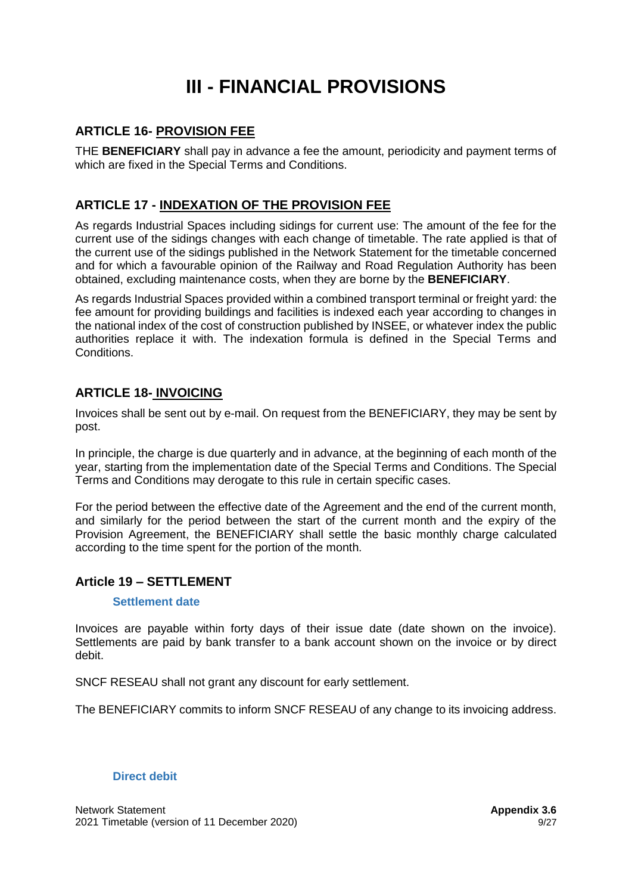# III - FINANCIAL PROVISIONS

## ARTICLE 16- PROVISION FEE

THE **BENEFICIARY** shall pay in advance a fee the amount, periodicity and payment terms of which are fixed in the Special Terms and Conditions.

## ARTICLE 17 - INDEXATION OF THE PROVISION FEE

As regards Industrial Spaces including sidings for current use: The amount of the fee for the current use of the sidings changes with each change of timetable. The rate applied is that of the current use of the sidings published in the Network Statement for the timetable concerned and for which a favourable opinion of the Railway and Road Regulation Authority has been obtained, excluding maintenance costs, when they are borne by the **BENEFICIARY**.

As regards Industrial Spaces provided within a combined transport terminal or freight yard: the fee amount for providing buildings and facilities is indexed each year according to changes in the national index of the cost of construction published by INSEE, or whatever index the public authorities replace it with. The indexation formula is defined in the Special Terms and Conditions.

## ARTICLE 18- INVOICING

Invoices shall be sent out by e-mail. On request from the BENEFICIARY, they may be sent by post.

In principle, the charge is due quarterly and in advance, at the beginning of each month of the year, starting from the implementation date of the Special Terms and Conditions. The Special Terms and Conditions may derogate to this rule in certain specific cases.

For the period between the effective date of the Agreement and the end of the current month, and similarly for the period between the start of the current month and the expiry of the Provision Agreement, the BENEFICIARY shall settle the basic monthly charge calculated according to the time spent for the portion of the month.

## Article 19 – SETTLEMENT

### Settlement date

Invoices are payable within forty days of their issue date (date shown on the invoice). Settlements are paid by bank transfer to a bank account shown on the invoice or by direct debit.

SNCF RESEAU shall not grant any discount for early settlement.

The BENEFICIARY commits to inform SNCF RESEAU of any change to its invoicing address.

### Direct debit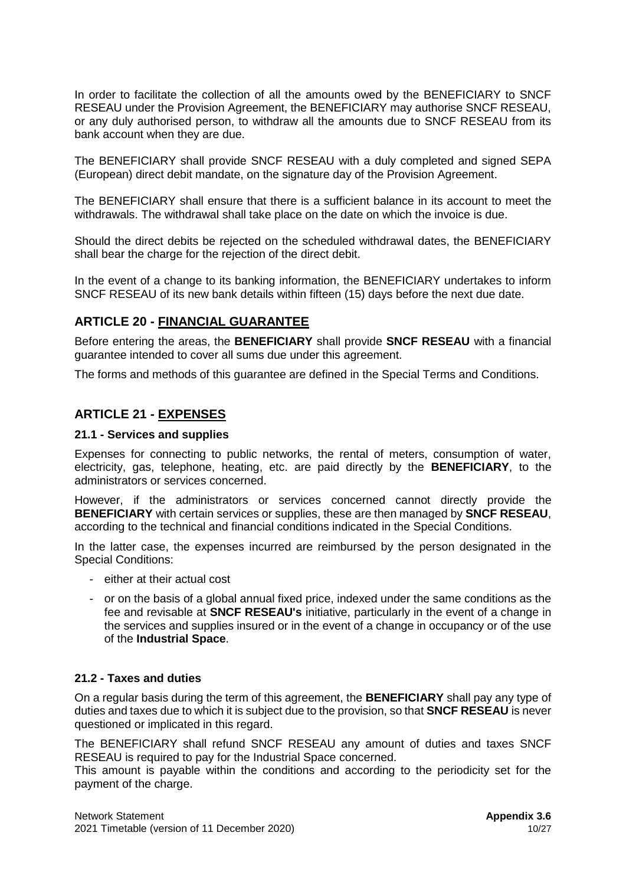In order to facilitate the collection of all the amounts owed by the BENEFICIARY to SNCF RESEAU under the Provision Agreement, the BENEFICIARY may authorise SNCF RESEAU, or any duly authorised person, to withdraw all the amounts due to SNCF RESEAU from its bank account when they are due.

The BENEFICIARY shall provide SNCF RESEAU with a duly completed and signed SEPA (European) direct debit mandate, on the signature day of the Provision Agreement.

The BENEFICIARY shall ensure that there is a sufficient balance in its account to meet the withdrawals. The withdrawal shall take place on the date on which the invoice is due.

Should the direct debits be rejected on the scheduled withdrawal dates, the BENEFICIARY shall bear the charge for the rejection of the direct debit.

In the event of a change to its banking information, the BENEFICIARY undertakes to inform SNCF RESEAU of its new bank details within fifteen (15) days before the next due date.

## ARTICLE 20 - FINANCIAL GUARANTEE

Before entering the areas, the **BENEFICIARY** shall provide **SNCF RESEAU** with a financial guarantee intended to cover all sums due under this agreement.

The forms and methods of this guarantee are defined in the Special Terms and Conditions.

## ARTICLE 21 - EXPENSES

### 21.1 - Services and supplies

Expenses for connecting to public networks, the rental of meters, consumption of water, electricity, gas, telephone, heating, etc. are paid directly by the **BENEFICIARY**, to the administrators or services concerned.

However, if the administrators or services concerned cannot directly provide the **BENEFICIARY** with certain services or supplies, these are then managed by **SNCF RESEAU**, according to the technical and financial conditions indicated in the Special Conditions.

In the latter case, the expenses incurred are reimbursed by the person designated in the Special Conditions:

- either at their actual cost
- or on the basis of a global annual fixed price, indexed under the same conditions as the fee and revisable at **SNCF RESEAU's** initiative, particularly in the event of a change in the services and supplies insured or in the event of a change in occupancy or of the use of the **Industrial Space**.

### 21.2 - Taxes and duties

On a regular basis during the term of this agreement, the **BENEFICIARY** shall pay any type of duties and taxes due to which it is subject due to the provision, so that **SNCF RESEAU** is never questioned or implicated in this regard.

The BENEFICIARY shall refund SNCF RESEAU any amount of duties and taxes SNCF RESEAU is required to pay for the Industrial Space concerned.
This amount is payable within the conditions and according to the periodicity set for the payment of the charge.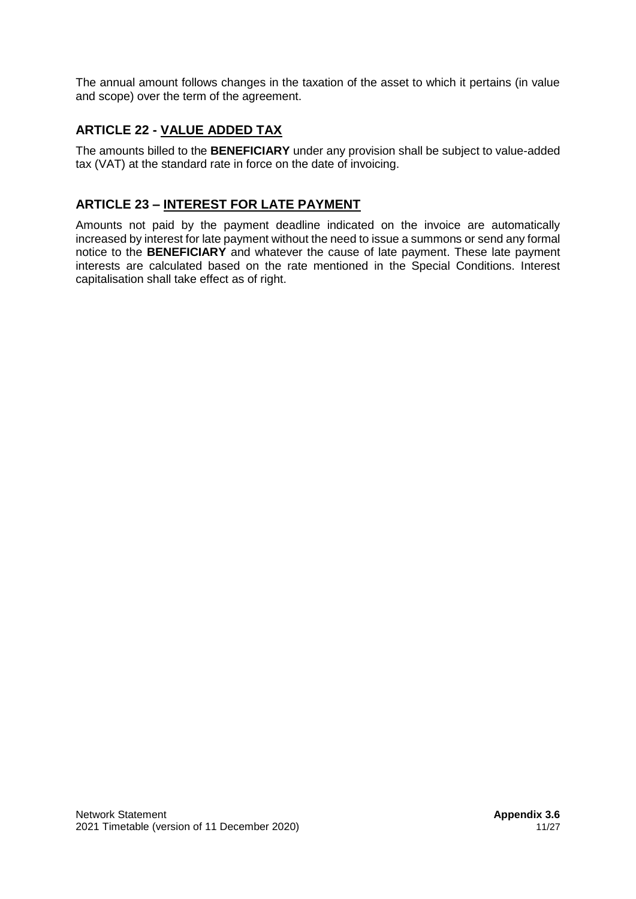The annual amount follows changes in the taxation of the asset to which it pertains (in value and scope) over the term of the agreement.

## ARTICLE 22 - VALUE ADDED TAX

The amounts billed to the **BENEFICIARY** under any provision shall be subject to value-added tax (VAT) at the standard rate in force on the date of invoicing.

## ARTICLE 23 – INTEREST FOR LATE PAYMENT

Amounts not paid by the payment deadline indicated on the invoice are automatically increased by interest for late payment without the need to issue a summons or send any formal notice to the **BENEFICIARY** and whatever the cause of late payment. These late payment interests are calculated based on the rate mentioned in the Special Conditions. Interest capitalisation shall take effect as of right.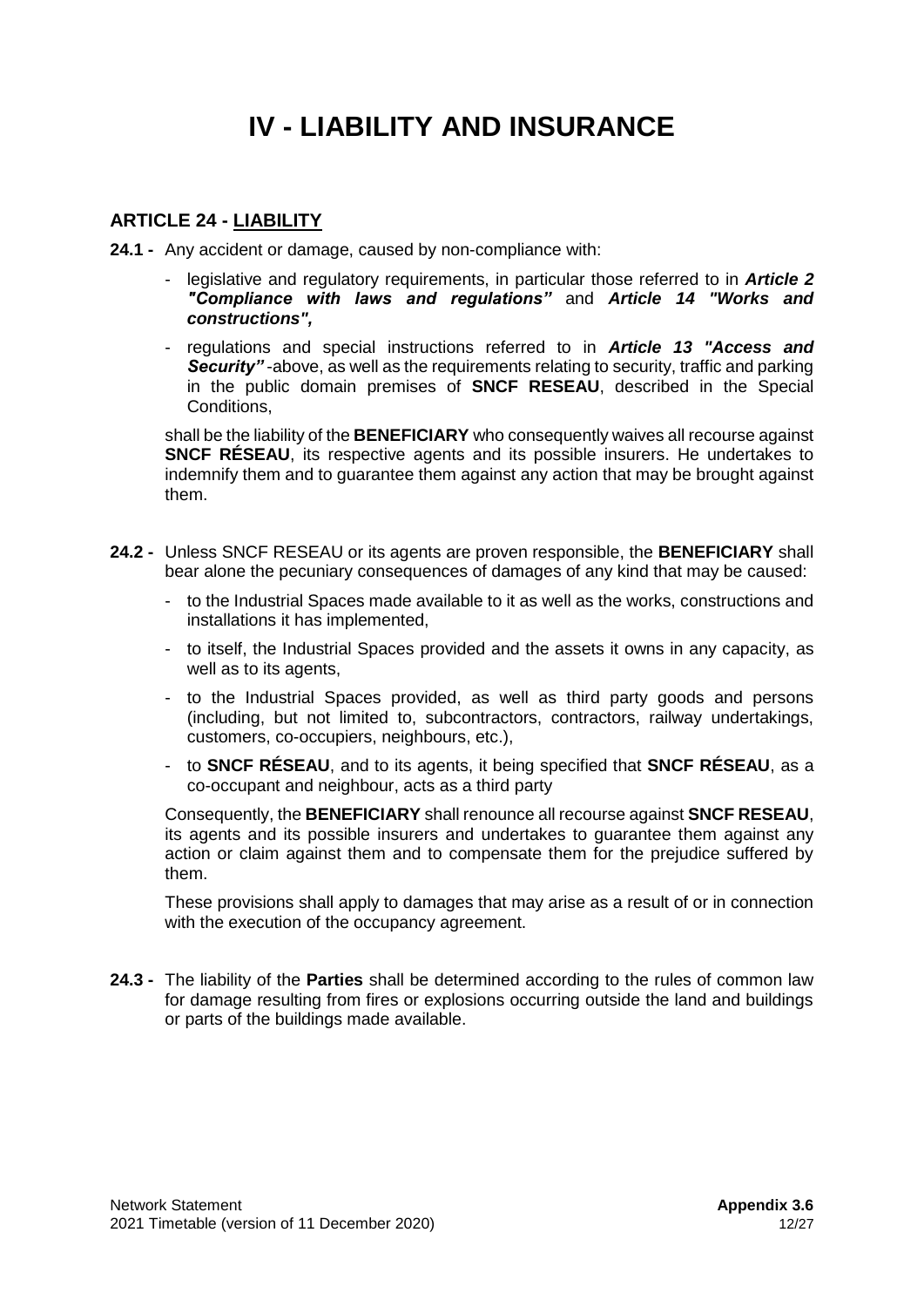# IV - LIABILITY AND INSURANCE

## ARTICLE 24 - LIABILITY

**24.1 -** Any accident or damage, caused by non-compliance with:

- legislative and regulatory requirements, in particular those referred to in ***Article 2 "Compliance with laws and regulations"*** and ***Article 14 "Works and constructions",***
- regulations and special instructions referred to in ***Article 13 "Access and Security"*** -above, as well as the requirements relating to security, traffic and parking in the public domain premises of **SNCF RESEAU**, described in the Special Conditions,

shall be the liability of the **BENEFICIARY** who consequently waives all recourse against **SNCF RÉSEAU**, its respective agents and its possible insurers. He undertakes to indemnify them and to guarantee them against any action that may be brought against them.

**24.2 -** Unless SNCF RESEAU or its agents are proven responsible, the **BENEFICIARY** shall bear alone the pecuniary consequences of damages of any kind that may be caused:

- to the Industrial Spaces made available to it as well as the works, constructions and installations it has implemented,
- to itself, the Industrial Spaces provided and the assets it owns in any capacity, as well as to its agents,
- to the Industrial Spaces provided, as well as third party goods and persons (including, but not limited to, subcontractors, contractors, railway undertakings, customers, co-occupiers, neighbours, etc.),
- to **SNCF RÉSEAU**, and to its agents, it being specified that **SNCF RÉSEAU**, as a co-occupant and neighbour, acts as a third party

Consequently, the **BENEFICIARY** shall renounce all recourse against **SNCF RESEAU**, its agents and its possible insurers and undertakes to guarantee them against any action or claim against them and to compensate them for the prejudice suffered by them.

These provisions shall apply to damages that may arise as a result of or in connection with the execution of the occupancy agreement.

**24.3 -** The liability of the **Parties** shall be determined according to the rules of common law for damage resulting from fires or explosions occurring outside the land and buildings or parts of the buildings made available.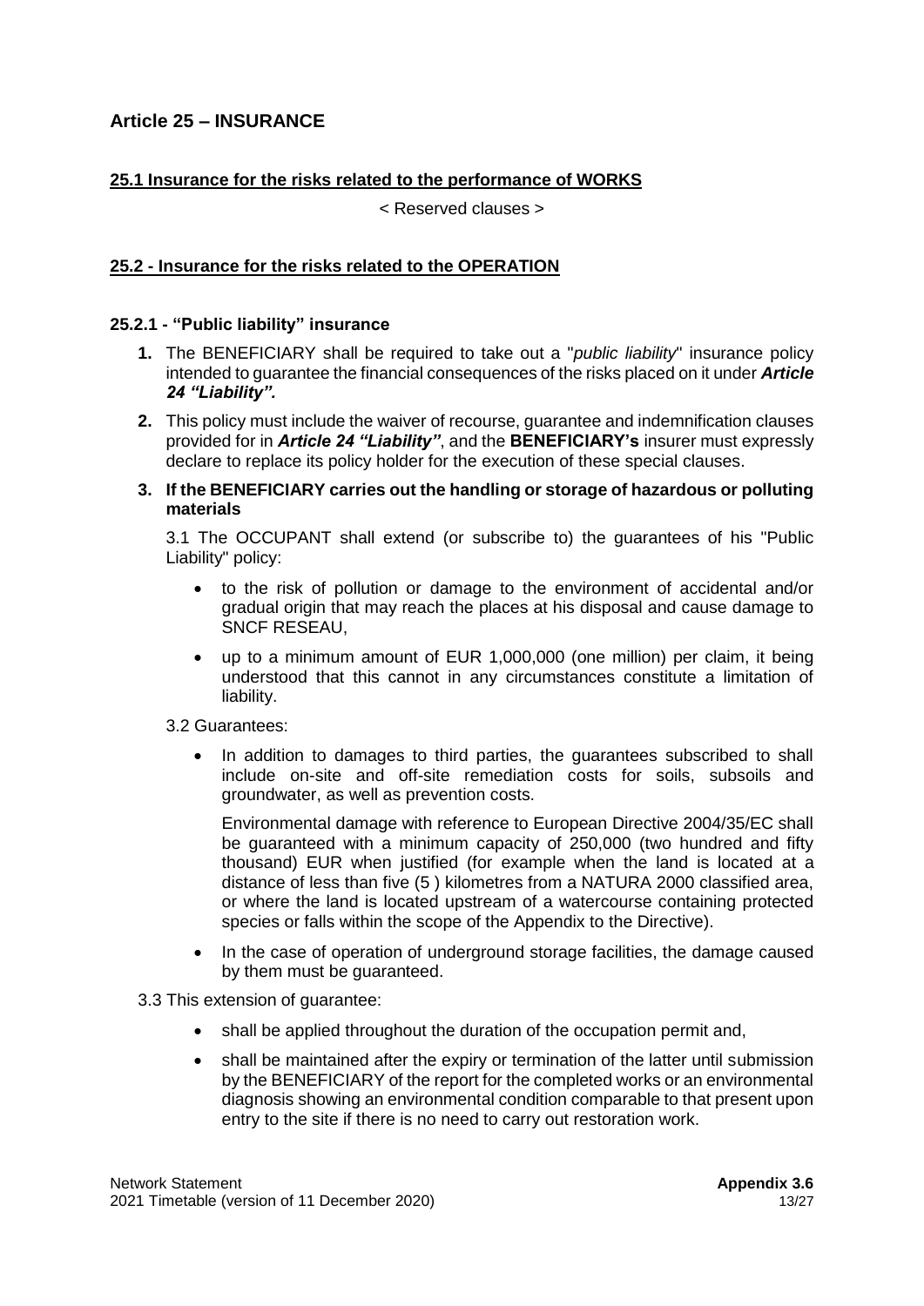## Article 25 – INSURANCE

### 25.1 Insurance for the risks related to the performance of WORKS

< Reserved clauses >

### 25.2 - Insurance for the risks related to the OPERATION

#### 25.2.1 - "Public liability" insurance

1. The BENEFICIARY shall be required to take out a "*public liability*" insurance policy intended to guarantee the financial consequences of the risks placed on it under ***Article 24 "Liability".***
2. This policy must include the waiver of recourse, guarantee and indemnification clauses provided for in ***Article 24 "Liability"***, and the **BENEFICIARY's** insurer must expressly declare to replace its policy holder for the execution of these special clauses.
3. **If the BENEFICIARY carries out the handling or storage of hazardous or polluting materials**

   3.1 The OCCUPANT shall extend (or subscribe to) the guarantees of his "Public Liability" policy:

   - to the risk of pollution or damage to the environment of accidental and/or gradual origin that may reach the places at his disposal and cause damage to SNCF RESEAU,
   - up to a minimum amount of EUR 1,000,000 (one million) per claim, it being understood that this cannot in any circumstances constitute a limitation of liability.

   3.2 Guarantees:

   - In addition to damages to third parties, the guarantees subscribed to shall include on-site and off-site remediation costs for soils, subsoils and groundwater, as well as prevention costs.

     Environmental damage with reference to European Directive 2004/35/EC shall be guaranteed with a minimum capacity of 250,000 (two hundred and fifty thousand) EUR when justified (for example when the land is located at a distance of less than five (5 ) kilometres from a NATURA 2000 classified area, or where the land is located upstream of a watercourse containing protected species or falls within the scope of the Appendix to the Directive).

   - In the case of operation of underground storage facilities, the damage caused by them must be guaranteed.

   3.3 This extension of guarantee:

   - shall be applied throughout the duration of the occupation permit and,
   - shall be maintained after the expiry or termination of the latter until submission by the BENEFICIARY of the report for the completed works or an environmental diagnosis showing an environmental condition comparable to that present upon entry to the site if there is no need to carry out restoration work.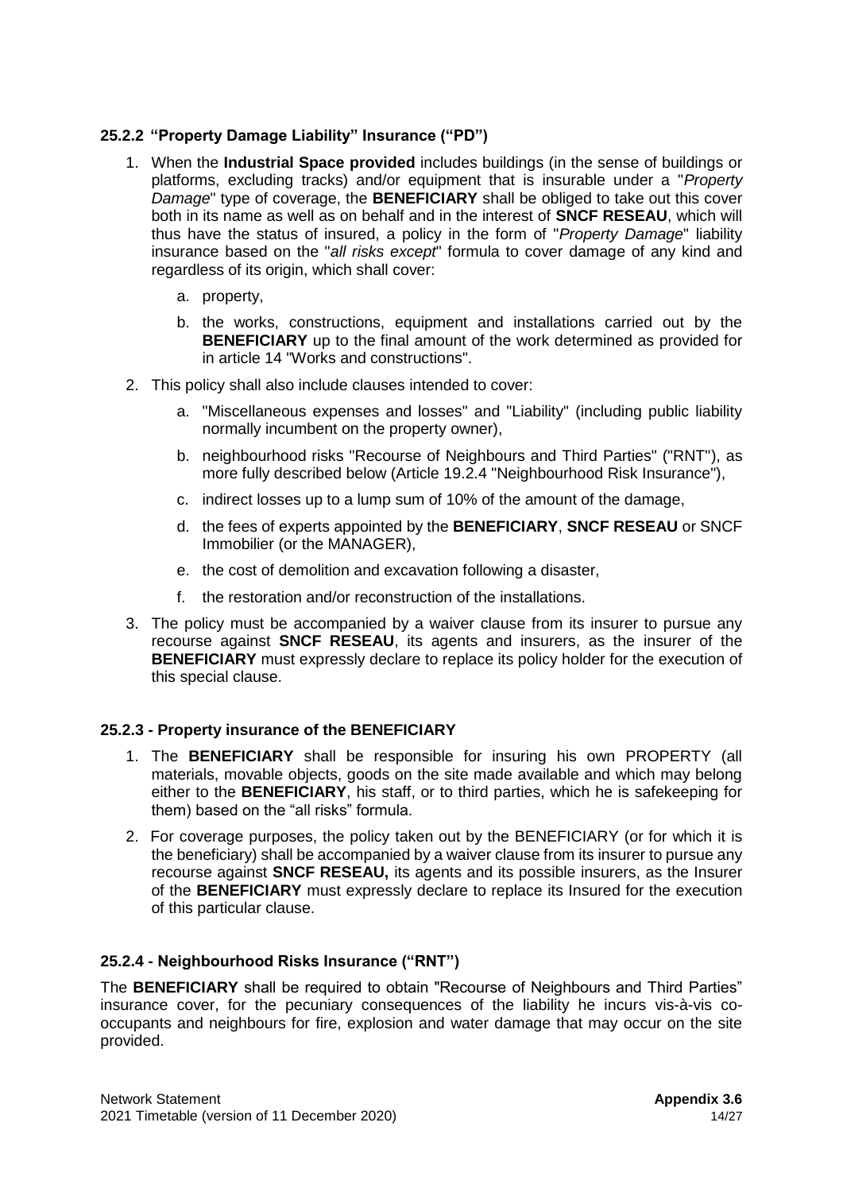### 25.2.2 "Property Damage Liability" Insurance ("PD")

1. When the **Industrial Space provided** includes buildings (in the sense of buildings or platforms, excluding tracks) and/or equipment that is insurable under a "*Property Damage*" type of coverage, the **BENEFICIARY** shall be obliged to take out this cover both in its name as well as on behalf and in the interest of **SNCF RESEAU**, which will thus have the status of insured, a policy in the form of "*Property Damage*" liability insurance based on the "*all risks except*" formula to cover damage of any kind and regardless of its origin, which shall cover:

    a. property,

    b. the works, constructions, equipment and installations carried out by the **BENEFICIARY** up to the final amount of the work determined as provided for in article 14 "Works and constructions".

2. This policy shall also include clauses intended to cover:

    a. "Miscellaneous expenses and losses" and "Liability" (including public liability normally incumbent on the property owner),

    b. neighbourhood risks "Recourse of Neighbours and Third Parties" ("RNT"), as more fully described below (Article 19.2.4 "Neighbourhood Risk Insurance"),

    c. indirect losses up to a lump sum of 10% of the amount of the damage,

    d. the fees of experts appointed by the **BENEFICIARY**, **SNCF RESEAU** or SNCF Immobilier (or the MANAGER),

    e. the cost of demolition and excavation following a disaster,

    f. the restoration and/or reconstruction of the installations.

3. The policy must be accompanied by a waiver clause from its insurer to pursue any recourse against **SNCF RESEAU**, its agents and insurers, as the insurer of the **BENEFICIARY** must expressly declare to replace its policy holder for the execution of this special clause.

### 25.2.3 - Property insurance of the BENEFICIARY

1. The **BENEFICIARY** shall be responsible for insuring his own PROPERTY (all materials, movable objects, goods on the site made available and which may belong either to the **BENEFICIARY**, his staff, or to third parties, which he is safekeeping for them) based on the "all risks" formula.

2. For coverage purposes, the policy taken out by the BENEFICIARY (or for which it is the beneficiary) shall be accompanied by a waiver clause from its insurer to pursue any recourse against **SNCF RESEAU,** its agents and its possible insurers, as the Insurer of the **BENEFICIARY** must expressly declare to replace its Insured for the execution of this particular clause.

### 25.2.4 - Neighbourhood Risks Insurance ("RNT")

The **BENEFICIARY** shall be required to obtain "Recourse of Neighbours and Third Parties" insurance cover, for the pecuniary consequences of the liability he incurs vis-à-vis co-occupants and neighbours for fire, explosion and water damage that may occur on the site provided.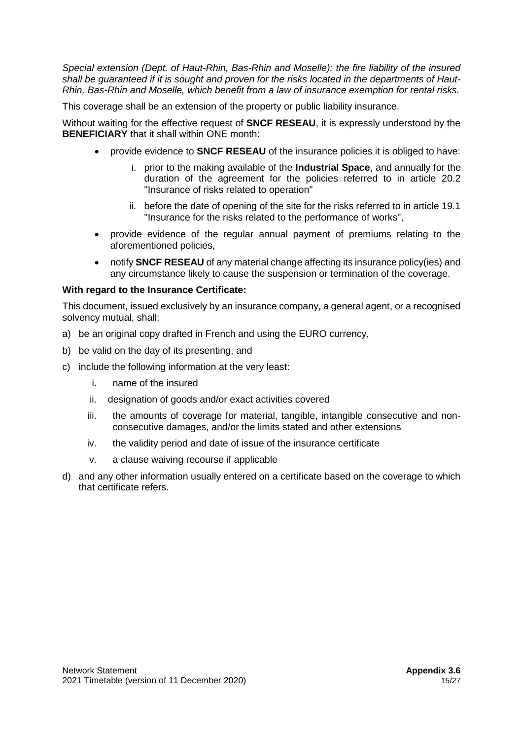*Special extension (Dept. of Haut-Rhin, Bas-Rhin and Moselle): the fire liability of the insured shall be guaranteed if it is sought and proven for the risks located in the departments of Haut-Rhin, Bas-Rhin and Moselle, which benefit from a law of insurance exemption for rental risks.*

This coverage shall be an extension of the property or public liability insurance.

Without waiting for the effective request of **SNCF RESEAU**, it is expressly understood by the **BENEFICIARY** that it shall within ONE month:

- provide evidence to **SNCF RESEAU** of the insurance policies it is obliged to have:
    i. prior to the making available of the **Industrial Space**, and annually for the duration of the agreement for the policies referred to in article 20.2 "Insurance of risks related to operation"
    ii. before the date of opening of the site for the risks referred to in article 19.1 "Insurance for the risks related to the performance of works",
- provide evidence of the regular annual payment of premiums relating to the aforementioned policies,
- notify **SNCF RESEAU** of any material change affecting its insurance policy(ies) and any circumstance likely to cause the suspension or termination of the coverage.

**With regard to the Insurance Certificate:**

This document, issued exclusively by an insurance company, a general agent, or a recognised solvency mutual, shall:

a) be an original copy drafted in French and using the EURO currency,
b) be valid on the day of its presenting, and
c) include the following information at the very least:
    i. name of the insured
    ii. designation of goods and/or exact activities covered
    iii. the amounts of coverage for material, tangible, intangible consecutive and non-consecutive damages, and/or the limits stated and other extensions
    iv. the validity period and date of issue of the insurance certificate
    v. a clause waiving recourse if applicable
d) and any other information usually entered on a certificate based on the coverage to which that certificate refers.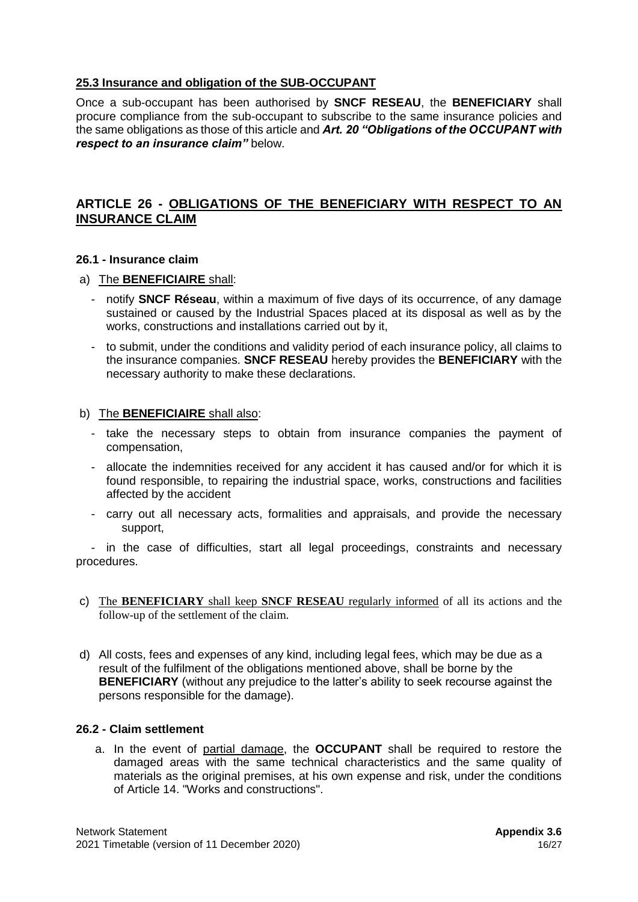### 25.3 Insurance and obligation of the SUB-OCCUPANT

Once a sub-occupant has been authorised by **SNCF RESEAU**, the **BENEFICIARY** shall procure compliance from the sub-occupant to subscribe to the same insurance policies and the same obligations as those of this article and ***Art. 20 "Obligations of the OCCUPANT with respect to an insurance claim"*** below.

## ARTICLE 26 - OBLIGATIONS OF THE BENEFICIARY WITH RESPECT TO AN INSURANCE CLAIM

### 26.1 - Insurance claim

a) The **BENEFICIAIRE** shall:

- notify **SNCF Réseau**, within a maximum of five days of its occurrence, of any damage sustained or caused by the Industrial Spaces placed at its disposal as well as by the works, constructions and installations carried out by it,
- to submit, under the conditions and validity period of each insurance policy, all claims to the insurance companies. **SNCF RESEAU** hereby provides the **BENEFICIARY** with the necessary authority to make these declarations.

b) The **BENEFICIAIRE** shall also:

- take the necessary steps to obtain from insurance companies the payment of compensation,
- allocate the indemnities received for any accident it has caused and/or for which it is found responsible, to repairing the industrial space, works, constructions and facilities affected by the accident
- carry out all necessary acts, formalities and appraisals, and provide the necessary support,
- in the case of difficulties, start all legal proceedings, constraints and necessary procedures.

c) The **BENEFICIARY** shall keep **SNCF RESEAU** regularly informed of all its actions and the follow-up of the settlement of the claim.

d) All costs, fees and expenses of any kind, including legal fees, which may be due as a result of the fulfilment of the obligations mentioned above, shall be borne by the **BENEFICIARY** (without any prejudice to the latter's ability to seek recourse against the persons responsible for the damage).

### 26.2 - Claim settlement

a. In the event of partial damage, the **OCCUPANT** shall be required to restore the damaged areas with the same technical characteristics and the same quality of materials as the original premises, at his own expense and risk, under the conditions of Article 14. "Works and constructions".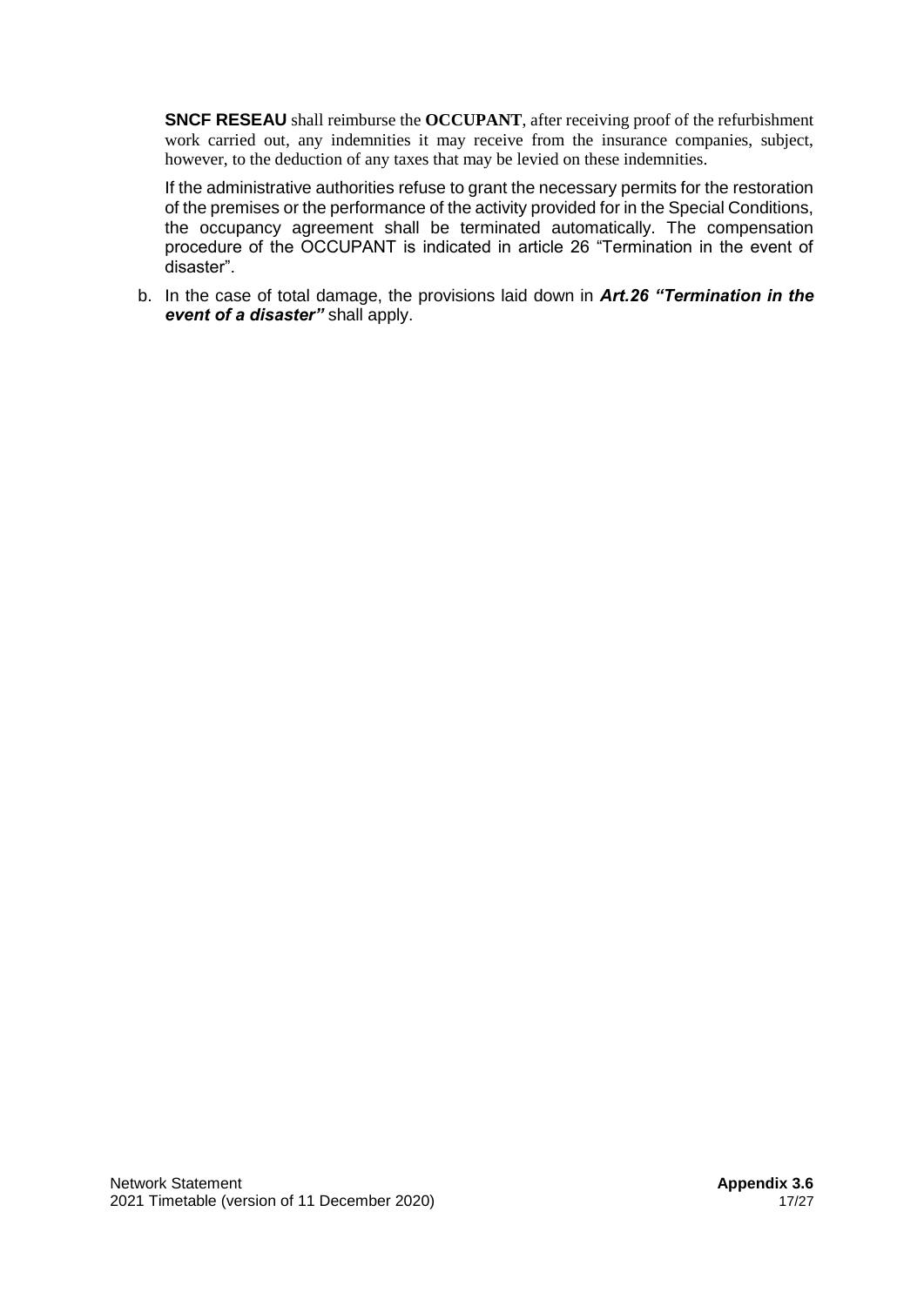**SNCF RESEAU** shall reimburse the **OCCUPANT**, after receiving proof of the refurbishment work carried out, any indemnities it may receive from the insurance companies, subject, however, to the deduction of any taxes that may be levied on these indemnities.

If the administrative authorities refuse to grant the necessary permits for the restoration of the premises or the performance of the activity provided for in the Special Conditions, the occupancy agreement shall be terminated automatically. The compensation procedure of the OCCUPANT is indicated in article 26 "Termination in the event of disaster".

b. In the case of total damage, the provisions laid down in ***Art.26 "Termination in the event of a disaster"*** shall apply.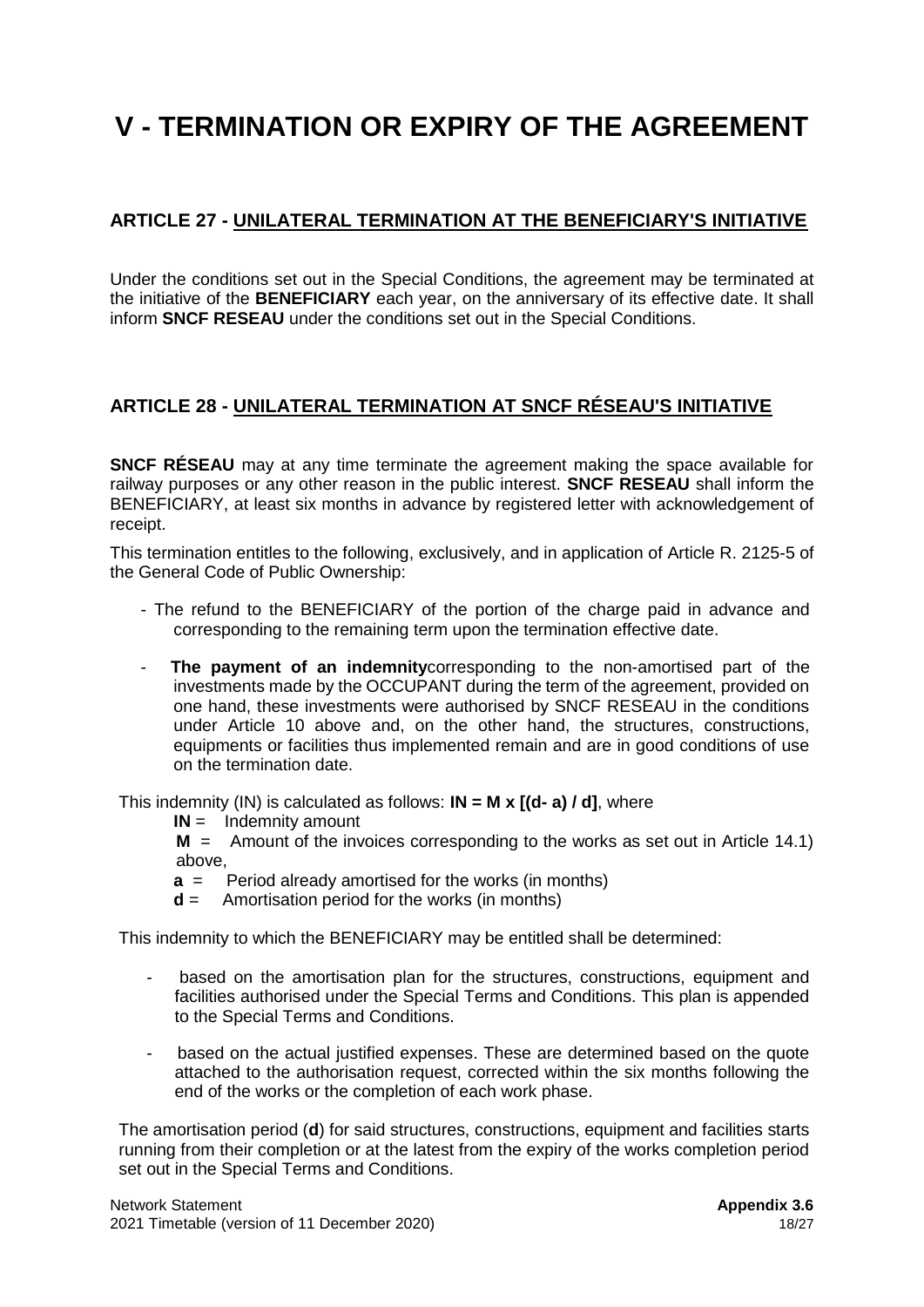# V - TERMINATION OR EXPIRY OF THE AGREEMENT

## ARTICLE 27 - UNILATERAL TERMINATION AT THE BENEFICIARY'S INITIATIVE

Under the conditions set out in the Special Conditions, the agreement may be terminated at the initiative of the **BENEFICIARY** each year, on the anniversary of its effective date. It shall inform **SNCF RESEAU** under the conditions set out in the Special Conditions.

## ARTICLE 28 - UNILATERAL TERMINATION AT SNCF RÉSEAU'S INITIATIVE

**SNCF RÉSEAU** may at any time terminate the agreement making the space available for railway purposes or any other reason in the public interest. **SNCF RESEAU** shall inform the BENEFICIARY, at least six months in advance by registered letter with acknowledgement of receipt.

This termination entitles to the following, exclusively, and in application of Article R. 2125-5 of the General Code of Public Ownership:

- The refund to the BENEFICIARY of the portion of the charge paid in advance and corresponding to the remaining term upon the termination effective date.
- **The payment of an indemnity**corresponding to the non-amortised part of the investments made by the OCCUPANT during the term of the agreement, provided on one hand, these investments were authorised by SNCF RESEAU in the conditions under Article 10 above and, on the other hand, the structures, constructions, equipments or facilities thus implemented remain and are in good conditions of use on the termination date.

This indemnity (IN) is calculated as follows: **IN = M x [(d- a) / d]**, where

**IN** = Indemnity amount
**M** = Amount of the invoices corresponding to the works as set out in Article 14.1) above,
**a** = Period already amortised for the works (in months)
**d** = Amortisation period for the works (in months)

This indemnity to which the BENEFICIARY may be entitled shall be determined:

- based on the amortisation plan for the structures, constructions, equipment and facilities authorised under the Special Terms and Conditions. This plan is appended to the Special Terms and Conditions.
- based on the actual justified expenses. These are determined based on the quote attached to the authorisation request, corrected within the six months following the end of the works or the completion of each work phase.

The amortisation period (**d**) for said structures, constructions, equipment and facilities starts running from their completion or at the latest from the expiry of the works completion period set out in the Special Terms and Conditions.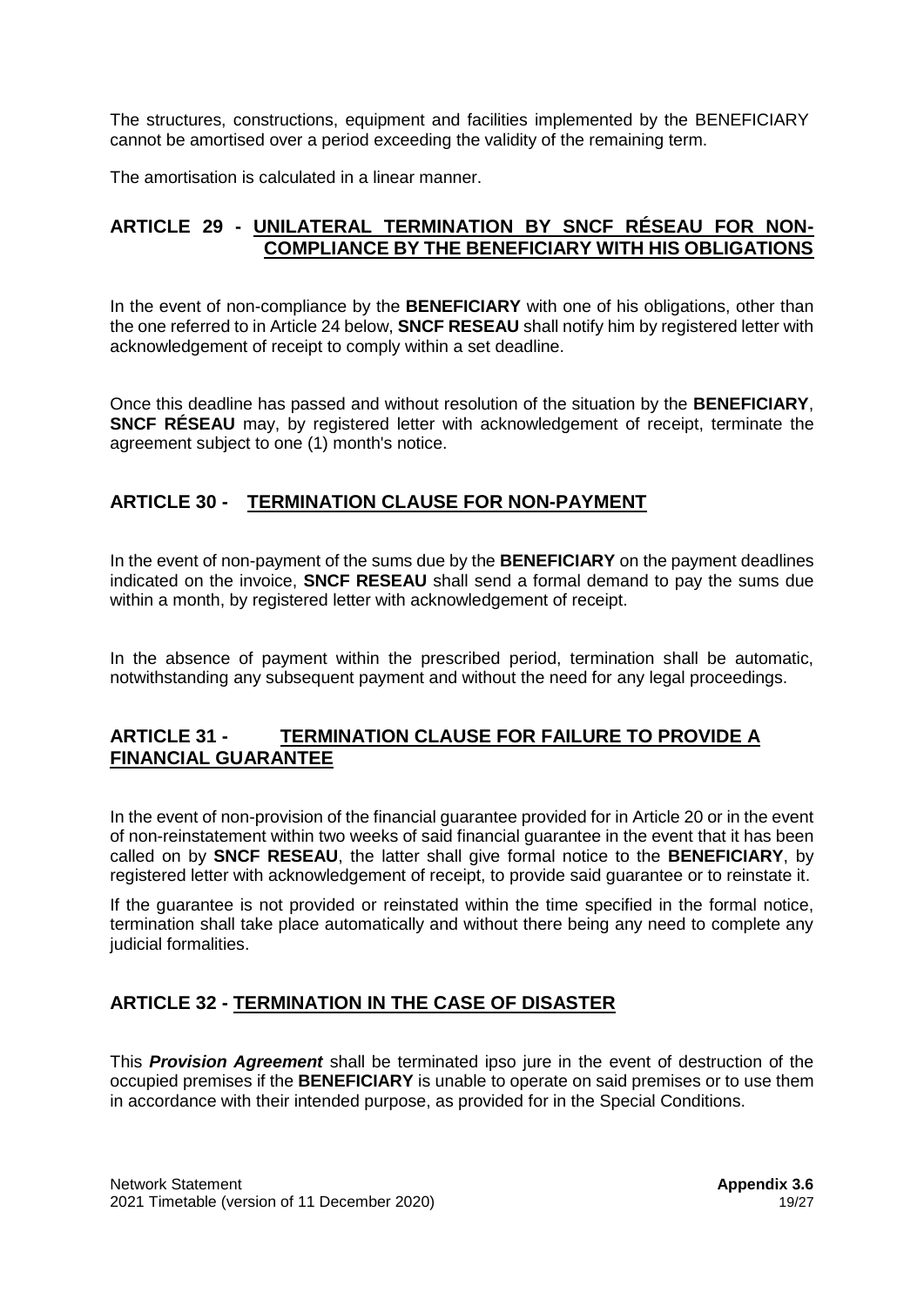The structures, constructions, equipment and facilities implemented by the BENEFICIARY cannot be amortised over a period exceeding the validity of the remaining term.

The amortisation is calculated in a linear manner.

## ARTICLE 29 - UNILATERAL TERMINATION BY SNCF RÉSEAU FOR NON-COMPLIANCE BY THE BENEFICIARY WITH HIS OBLIGATIONS

In the event of non-compliance by the **BENEFICIARY** with one of his obligations, other than the one referred to in Article 24 below, **SNCF RESEAU** shall notify him by registered letter with acknowledgement of receipt to comply within a set deadline.

Once this deadline has passed and without resolution of the situation by the **BENEFICIARY**, **SNCF RÉSEAU** may, by registered letter with acknowledgement of receipt, terminate the agreement subject to one (1) month's notice.

## ARTICLE 30 - TERMINATION CLAUSE FOR NON-PAYMENT

In the event of non-payment of the sums due by the **BENEFICIARY** on the payment deadlines indicated on the invoice, **SNCF RESEAU** shall send a formal demand to pay the sums due within a month, by registered letter with acknowledgement of receipt.

In the absence of payment within the prescribed period, termination shall be automatic, notwithstanding any subsequent payment and without the need for any legal proceedings.

## ARTICLE 31 - TERMINATION CLAUSE FOR FAILURE TO PROVIDE A FINANCIAL GUARANTEE

In the event of non-provision of the financial guarantee provided for in Article 20 or in the event of non-reinstatement within two weeks of said financial guarantee in the event that it has been called on by **SNCF RESEAU**, the latter shall give formal notice to the **BENEFICIARY**, by registered letter with acknowledgement of receipt, to provide said guarantee or to reinstate it.

If the guarantee is not provided or reinstated within the time specified in the formal notice, termination shall take place automatically and without there being any need to complete any judicial formalities.

## ARTICLE 32 - TERMINATION IN THE CASE OF DISASTER

This ***Provision Agreement*** shall be terminated ipso jure in the event of destruction of the occupied premises if the **BENEFICIARY** is unable to operate on said premises or to use them in accordance with their intended purpose, as provided for in the Special Conditions.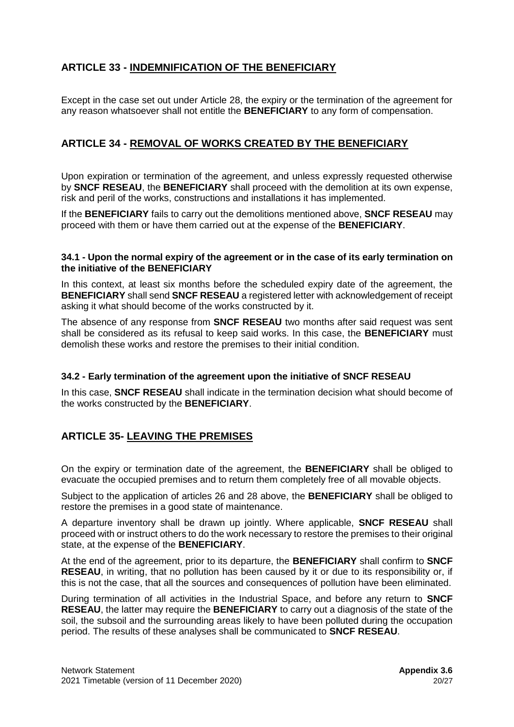## ARTICLE 33 - INDEMNIFICATION OF THE BENEFICIARY

Except in the case set out under Article 28, the expiry or the termination of the agreement for any reason whatsoever shall not entitle the **BENEFICIARY** to any form of compensation.

## ARTICLE 34 - REMOVAL OF WORKS CREATED BY THE BENEFICIARY

Upon expiration or termination of the agreement, and unless expressly requested otherwise by **SNCF RESEAU**, the **BENEFICIARY** shall proceed with the demolition at its own expense, risk and peril of the works, constructions and installations it has implemented.

If the **BENEFICIARY** fails to carry out the demolitions mentioned above, **SNCF RESEAU** may proceed with them or have them carried out at the expense of the **BENEFICIARY**.

### 34.1 - Upon the normal expiry of the agreement or in the case of its early termination on the initiative of the BENEFICIARY

In this context, at least six months before the scheduled expiry date of the agreement, the **BENEFICIARY** shall send **SNCF RESEAU** a registered letter with acknowledgement of receipt asking it what should become of the works constructed by it.

The absence of any response from **SNCF RESEAU** two months after said request was sent shall be considered as its refusal to keep said works. In this case, the **BENEFICIARY** must demolish these works and restore the premises to their initial condition.

### 34.2 - Early termination of the agreement upon the initiative of SNCF RESEAU

In this case, **SNCF RESEAU** shall indicate in the termination decision what should become of the works constructed by the **BENEFICIARY**.

## ARTICLE 35- LEAVING THE PREMISES

On the expiry or termination date of the agreement, the **BENEFICIARY** shall be obliged to evacuate the occupied premises and to return them completely free of all movable objects.

Subject to the application of articles 26 and 28 above, the **BENEFICIARY** shall be obliged to restore the premises in a good state of maintenance.

A departure inventory shall be drawn up jointly. Where applicable, **SNCF RESEAU** shall proceed with or instruct others to do the work necessary to restore the premises to their original state, at the expense of the **BENEFICIARY**.

At the end of the agreement, prior to its departure, the **BENEFICIARY** shall confirm to **SNCF RESEAU**, in writing, that no pollution has been caused by it or due to its responsibility or, if this is not the case, that all the sources and consequences of pollution have been eliminated.

During termination of all activities in the Industrial Space, and before any return to **SNCF RESEAU**, the latter may require the **BENEFICIARY** to carry out a diagnosis of the state of the soil, the subsoil and the surrounding areas likely to have been polluted during the occupation period. The results of these analyses shall be communicated to **SNCF RESEAU**.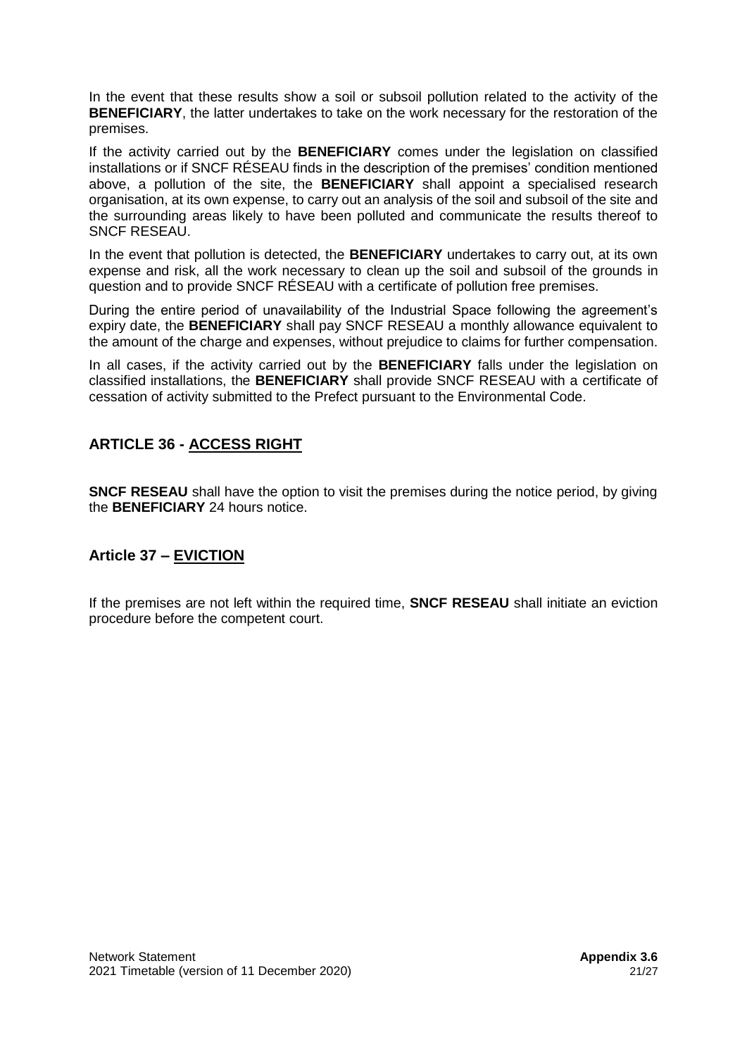In the event that these results show a soil or subsoil pollution related to the activity of the **BENEFICIARY**, the latter undertakes to take on the work necessary for the restoration of the premises.

If the activity carried out by the **BENEFICIARY** comes under the legislation on classified installations or if SNCF RÉSEAU finds in the description of the premises' condition mentioned above, a pollution of the site, the **BENEFICIARY** shall appoint a specialised research organisation, at its own expense, to carry out an analysis of the soil and subsoil of the site and the surrounding areas likely to have been polluted and communicate the results thereof to SNCF RESEAU.

In the event that pollution is detected, the **BENEFICIARY** undertakes to carry out, at its own expense and risk, all the work necessary to clean up the soil and subsoil of the grounds in question and to provide SNCF RÉSEAU with a certificate of pollution free premises.

During the entire period of unavailability of the Industrial Space following the agreement's expiry date, the **BENEFICIARY** shall pay SNCF RESEAU a monthly allowance equivalent to the amount of the charge and expenses, without prejudice to claims for further compensation.

In all cases, if the activity carried out by the **BENEFICIARY** falls under the legislation on classified installations, the **BENEFICIARY** shall provide SNCF RESEAU with a certificate of cessation of activity submitted to the Prefect pursuant to the Environmental Code.

## ARTICLE 36 - ACCESS RIGHT

**SNCF RESEAU** shall have the option to visit the premises during the notice period, by giving the **BENEFICIARY** 24 hours notice.

## Article 37 – EVICTION

If the premises are not left within the required time, **SNCF RESEAU** shall initiate an eviction procedure before the competent court.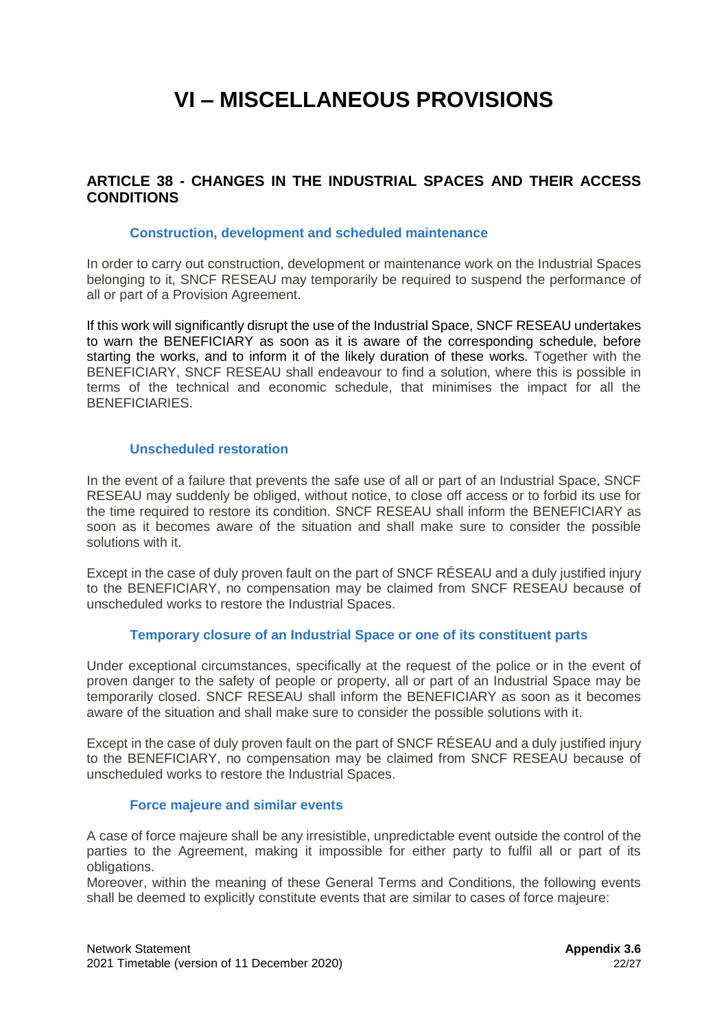# VI – MISCELLANEOUS PROVISIONS

## ARTICLE 38 - CHANGES IN THE INDUSTRIAL SPACES AND THEIR ACCESS CONDITIONS

### Construction, development and scheduled maintenance

In order to carry out construction, development or maintenance work on the Industrial Spaces belonging to it, SNCF RESEAU may temporarily be required to suspend the performance of all or part of a Provision Agreement.

If this work will significantly disrupt the use of the Industrial Space, SNCF RESEAU undertakes to warn the BENEFICIARY as soon as it is aware of the corresponding schedule, before starting the works, and to inform it of the likely duration of these works. Together with the BENEFICIARY, SNCF RESEAU shall endeavour to find a solution, where this is possible in terms of the technical and economic schedule, that minimises the impact for all the BENEFICIARIES.

### Unscheduled restoration

In the event of a failure that prevents the safe use of all or part of an Industrial Space, SNCF RESEAU may suddenly be obliged, without notice, to close off access or to forbid its use for the time required to restore its condition. SNCF RESEAU shall inform the BENEFICIARY as soon as it becomes aware of the situation and shall make sure to consider the possible solutions with it.

Except in the case of duly proven fault on the part of SNCF RÉSEAU and a duly justified injury to the BENEFICIARY, no compensation may be claimed from SNCF RESEAU because of unscheduled works to restore the Industrial Spaces.

### Temporary closure of an Industrial Space or one of its constituent parts

Under exceptional circumstances, specifically at the request of the police or in the event of proven danger to the safety of people or property, all or part of an Industrial Space may be temporarily closed. SNCF RESEAU shall inform the BENEFICIARY as soon as it becomes aware of the situation and shall make sure to consider the possible solutions with it.

Except in the case of duly proven fault on the part of SNCF RÉSEAU and a duly justified injury to the BENEFICIARY, no compensation may be claimed from SNCF RESEAU because of unscheduled works to restore the Industrial Spaces.

### Force majeure and similar events

A case of force majeure shall be any irresistible, unpredictable event outside the control of the parties to the Agreement, making it impossible for either party to fulfil all or part of its obligations.
Moreover, within the meaning of these General Terms and Conditions, the following events shall be deemed to explicitly constitute events that are similar to cases of force majeure: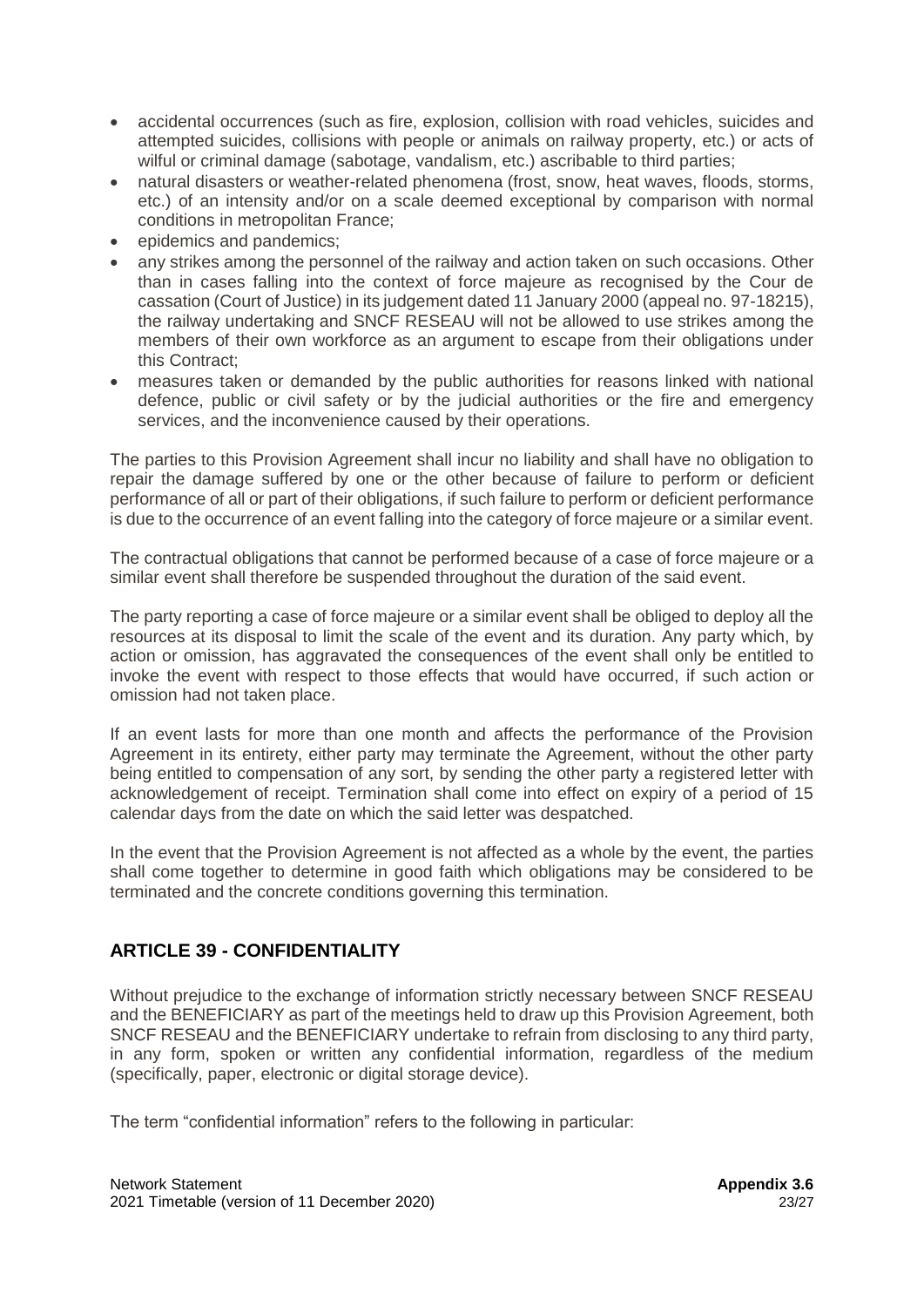- accidental occurrences (such as fire, explosion, collision with road vehicles, suicides and attempted suicides, collisions with people or animals on railway property, etc.) or acts of wilful or criminal damage (sabotage, vandalism, etc.) ascribable to third parties;
- natural disasters or weather-related phenomena (frost, snow, heat waves, floods, storms, etc.) of an intensity and/or on a scale deemed exceptional by comparison with normal conditions in metropolitan France;
- epidemics and pandemics;
- any strikes among the personnel of the railway and action taken on such occasions. Other than in cases falling into the context of force majeure as recognised by the Cour de cassation (Court of Justice) in its judgement dated 11 January 2000 (appeal no. 97-18215), the railway undertaking and SNCF RESEAU will not be allowed to use strikes among the members of their own workforce as an argument to escape from their obligations under this Contract;
- measures taken or demanded by the public authorities for reasons linked with national defence, public or civil safety or by the judicial authorities or the fire and emergency services, and the inconvenience caused by their operations.

The parties to this Provision Agreement shall incur no liability and shall have no obligation to repair the damage suffered by one or the other because of failure to perform or deficient performance of all or part of their obligations, if such failure to perform or deficient performance is due to the occurrence of an event falling into the category of force majeure or a similar event.

The contractual obligations that cannot be performed because of a case of force majeure or a similar event shall therefore be suspended throughout the duration of the said event.

The party reporting a case of force majeure or a similar event shall be obliged to deploy all the resources at its disposal to limit the scale of the event and its duration. Any party which, by action or omission, has aggravated the consequences of the event shall only be entitled to invoke the event with respect to those effects that would have occurred, if such action or omission had not taken place.

If an event lasts for more than one month and affects the performance of the Provision Agreement in its entirety, either party may terminate the Agreement, without the other party being entitled to compensation of any sort, by sending the other party a registered letter with acknowledgement of receipt. Termination shall come into effect on expiry of a period of 15 calendar days from the date on which the said letter was despatched.

In the event that the Provision Agreement is not affected as a whole by the event, the parties shall come together to determine in good faith which obligations may be considered to be terminated and the concrete conditions governing this termination.

## ARTICLE 39 - CONFIDENTIALITY

Without prejudice to the exchange of information strictly necessary between SNCF RESEAU and the BENEFICIARY as part of the meetings held to draw up this Provision Agreement, both SNCF RESEAU and the BENEFICIARY undertake to refrain from disclosing to any third party, in any form, spoken or written any confidential information, regardless of the medium (specifically, paper, electronic or digital storage device).

The term “confidential information” refers to the following in particular: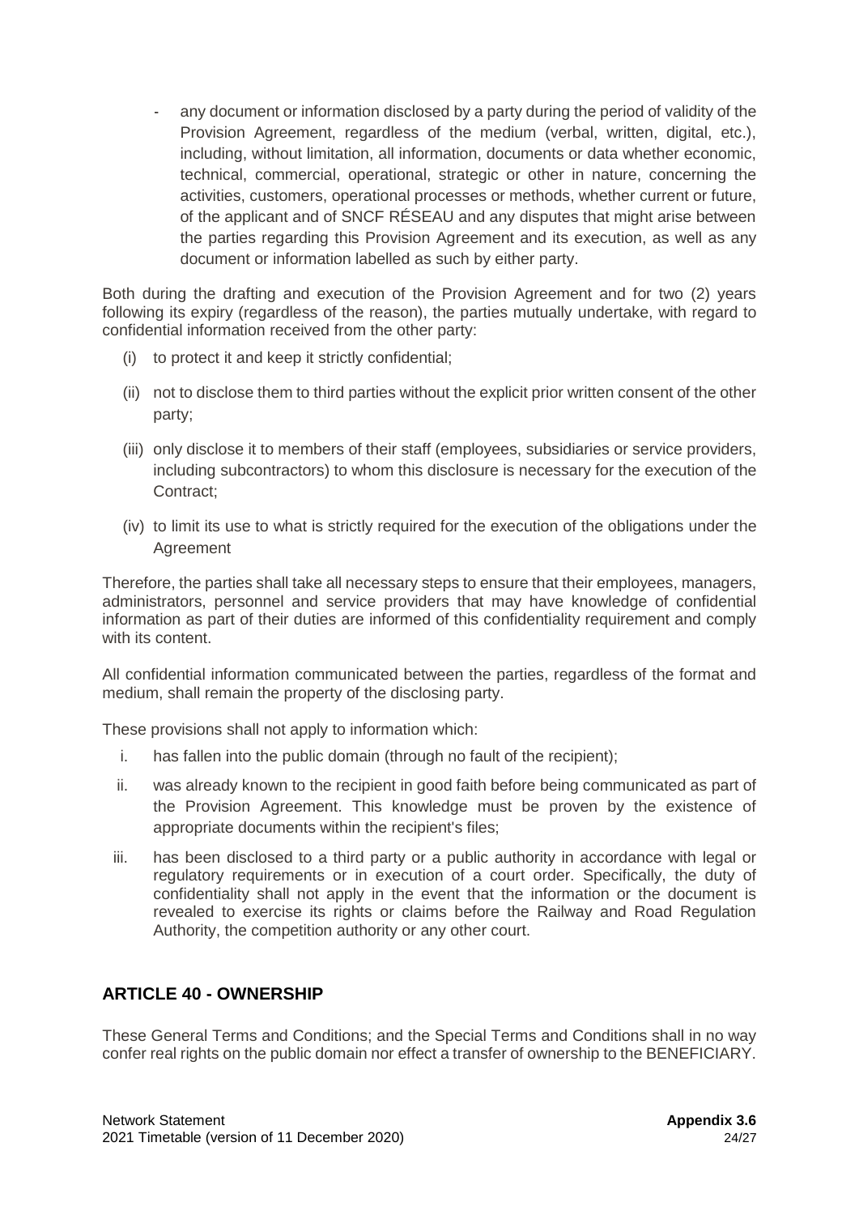- any document or information disclosed by a party during the period of validity of the Provision Agreement, regardless of the medium (verbal, written, digital, etc.), including, without limitation, all information, documents or data whether economic, technical, commercial, operational, strategic or other in nature, concerning the activities, customers, operational processes or methods, whether current or future, of the applicant and of SNCF RÉSEAU and any disputes that might arise between the parties regarding this Provision Agreement and its execution, as well as any document or information labelled as such by either party.

Both during the drafting and execution of the Provision Agreement and for two (2) years following its expiry (regardless of the reason), the parties mutually undertake, with regard to confidential information received from the other party:

(i) to protect it and keep it strictly confidential;

(ii) not to disclose them to third parties without the explicit prior written consent of the other party;

(iii) only disclose it to members of their staff (employees, subsidiaries or service providers, including subcontractors) to whom this disclosure is necessary for the execution of the Contract;

(iv) to limit its use to what is strictly required for the execution of the obligations under the Agreement

Therefore, the parties shall take all necessary steps to ensure that their employees, managers, administrators, personnel and service providers that may have knowledge of confidential information as part of their duties are informed of this confidentiality requirement and comply with its content.

All confidential information communicated between the parties, regardless of the format and medium, shall remain the property of the disclosing party.

These provisions shall not apply to information which:

i. has fallen into the public domain (through no fault of the recipient);

ii. was already known to the recipient in good faith before being communicated as part of the Provision Agreement. This knowledge must be proven by the existence of appropriate documents within the recipient's files;

iii. has been disclosed to a third party or a public authority in accordance with legal or regulatory requirements or in execution of a court order. Specifically, the duty of confidentiality shall not apply in the event that the information or the document is revealed to exercise its rights or claims before the Railway and Road Regulation Authority, the competition authority or any other court.

## ARTICLE 40 - OWNERSHIP

These General Terms and Conditions; and the Special Terms and Conditions shall in no way confer real rights on the public domain nor effect a transfer of ownership to the BENEFICIARY.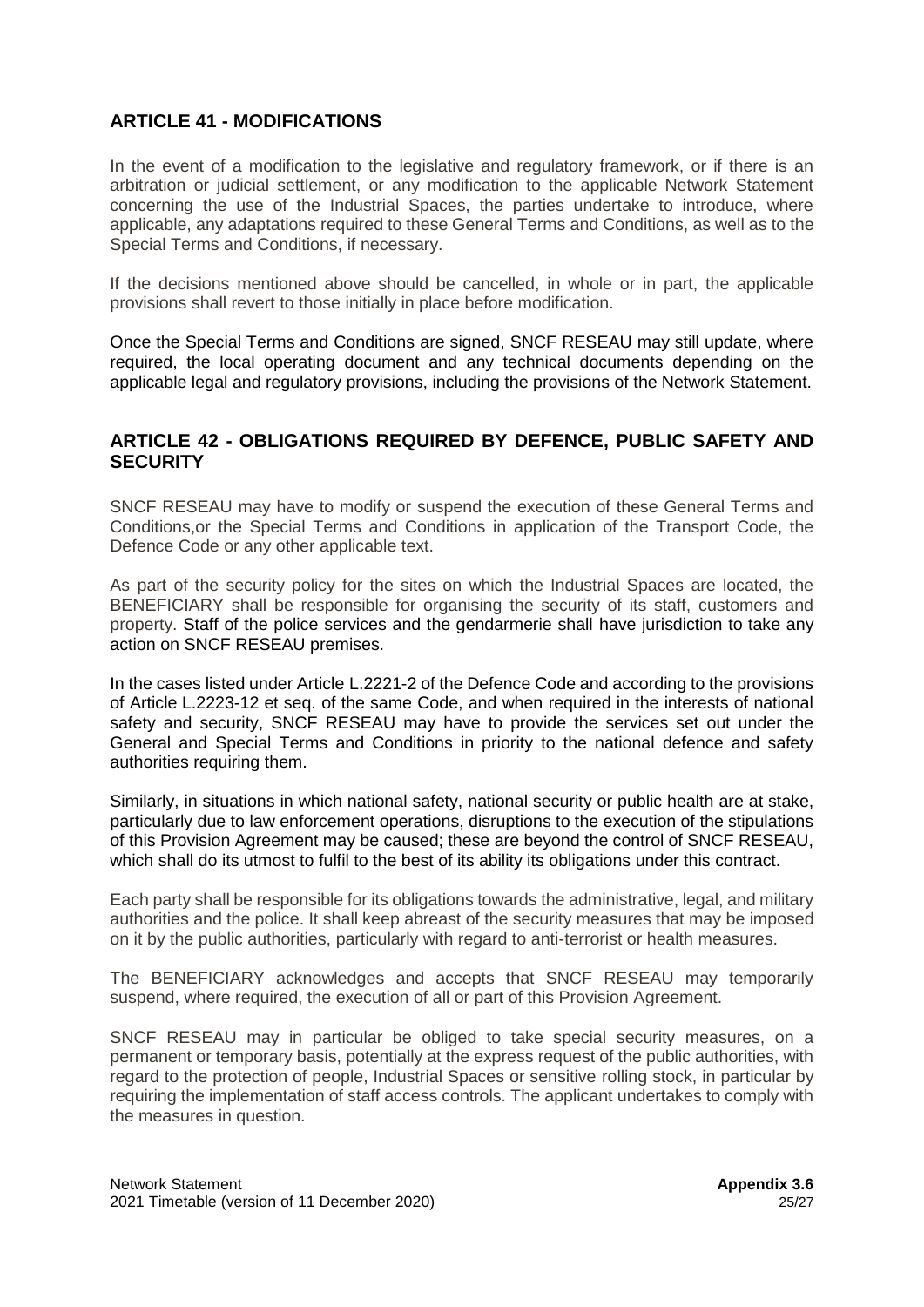## ARTICLE 41 - MODIFICATIONS

In the event of a modification to the legislative and regulatory framework, or if there is an arbitration or judicial settlement, or any modification to the applicable Network Statement concerning the use of the Industrial Spaces, the parties undertake to introduce, where applicable, any adaptations required to these General Terms and Conditions, as well as to the Special Terms and Conditions, if necessary.

If the decisions mentioned above should be cancelled, in whole or in part, the applicable provisions shall revert to those initially in place before modification.

Once the Special Terms and Conditions are signed, SNCF RESEAU may still update, where required, the local operating document and any technical documents depending on the applicable legal and regulatory provisions, including the provisions of the Network Statement.

## ARTICLE 42 - OBLIGATIONS REQUIRED BY DEFENCE, PUBLIC SAFETY AND SECURITY

SNCF RESEAU may have to modify or suspend the execution of these General Terms and Conditions,or the Special Terms and Conditions in application of the Transport Code, the Defence Code or any other applicable text.

As part of the security policy for the sites on which the Industrial Spaces are located, the BENEFICIARY shall be responsible for organising the security of its staff, customers and property. Staff of the police services and the gendarmerie shall have jurisdiction to take any action on SNCF RESEAU premises.

In the cases listed under Article L.2221-2 of the Defence Code and according to the provisions of Article L.2223-12 et seq. of the same Code, and when required in the interests of national safety and security, SNCF RESEAU may have to provide the services set out under the General and Special Terms and Conditions in priority to the national defence and safety authorities requiring them.

Similarly, in situations in which national safety, national security or public health are at stake, particularly due to law enforcement operations, disruptions to the execution of the stipulations of this Provision Agreement may be caused; these are beyond the control of SNCF RESEAU, which shall do its utmost to fulfil to the best of its ability its obligations under this contract.

Each party shall be responsible for its obligations towards the administrative, legal, and military authorities and the police. It shall keep abreast of the security measures that may be imposed on it by the public authorities, particularly with regard to anti-terrorist or health measures.

The BENEFICIARY acknowledges and accepts that SNCF RESEAU may temporarily suspend, where required, the execution of all or part of this Provision Agreement.

SNCF RESEAU may in particular be obliged to take special security measures, on a permanent or temporary basis, potentially at the express request of the public authorities, with regard to the protection of people, Industrial Spaces or sensitive rolling stock, in particular by requiring the implementation of staff access controls. The applicant undertakes to comply with the measures in question.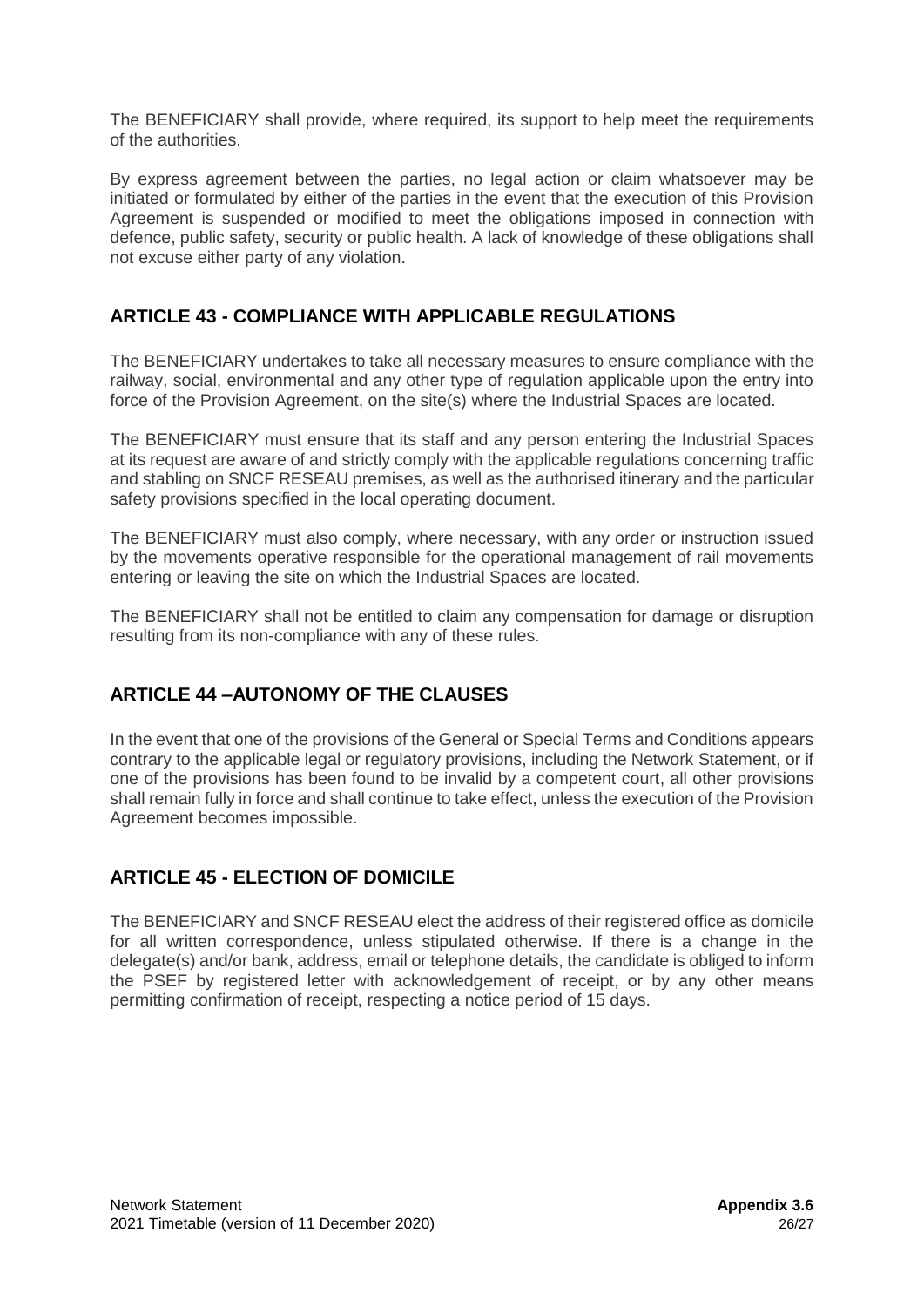The BENEFICIARY shall provide, where required, its support to help meet the requirements of the authorities.

By express agreement between the parties, no legal action or claim whatsoever may be initiated or formulated by either of the parties in the event that the execution of this Provision Agreement is suspended or modified to meet the obligations imposed in connection with defence, public safety, security or public health. A lack of knowledge of these obligations shall not excuse either party of any violation.

## ARTICLE 43 - COMPLIANCE WITH APPLICABLE REGULATIONS

The BENEFICIARY undertakes to take all necessary measures to ensure compliance with the railway, social, environmental and any other type of regulation applicable upon the entry into force of the Provision Agreement, on the site(s) where the Industrial Spaces are located.

The BENEFICIARY must ensure that its staff and any person entering the Industrial Spaces at its request are aware of and strictly comply with the applicable regulations concerning traffic and stabling on SNCF RESEAU premises, as well as the authorised itinerary and the particular safety provisions specified in the local operating document.

The BENEFICIARY must also comply, where necessary, with any order or instruction issued by the movements operative responsible for the operational management of rail movements entering or leaving the site on which the Industrial Spaces are located.

The BENEFICIARY shall not be entitled to claim any compensation for damage or disruption resulting from its non-compliance with any of these rules.

## ARTICLE 44 –AUTONOMY OF THE CLAUSES

In the event that one of the provisions of the General or Special Terms and Conditions appears contrary to the applicable legal or regulatory provisions, including the Network Statement, or if one of the provisions has been found to be invalid by a competent court, all other provisions shall remain fully in force and shall continue to take effect, unless the execution of the Provision Agreement becomes impossible.

## ARTICLE 45 - ELECTION OF DOMICILE

The BENEFICIARY and SNCF RESEAU elect the address of their registered office as domicile for all written correspondence, unless stipulated otherwise. If there is a change in the delegate(s) and/or bank, address, email or telephone details, the candidate is obliged to inform the PSEF by registered letter with acknowledgement of receipt, or by any other means permitting confirmation of receipt, respecting a notice period of 15 days.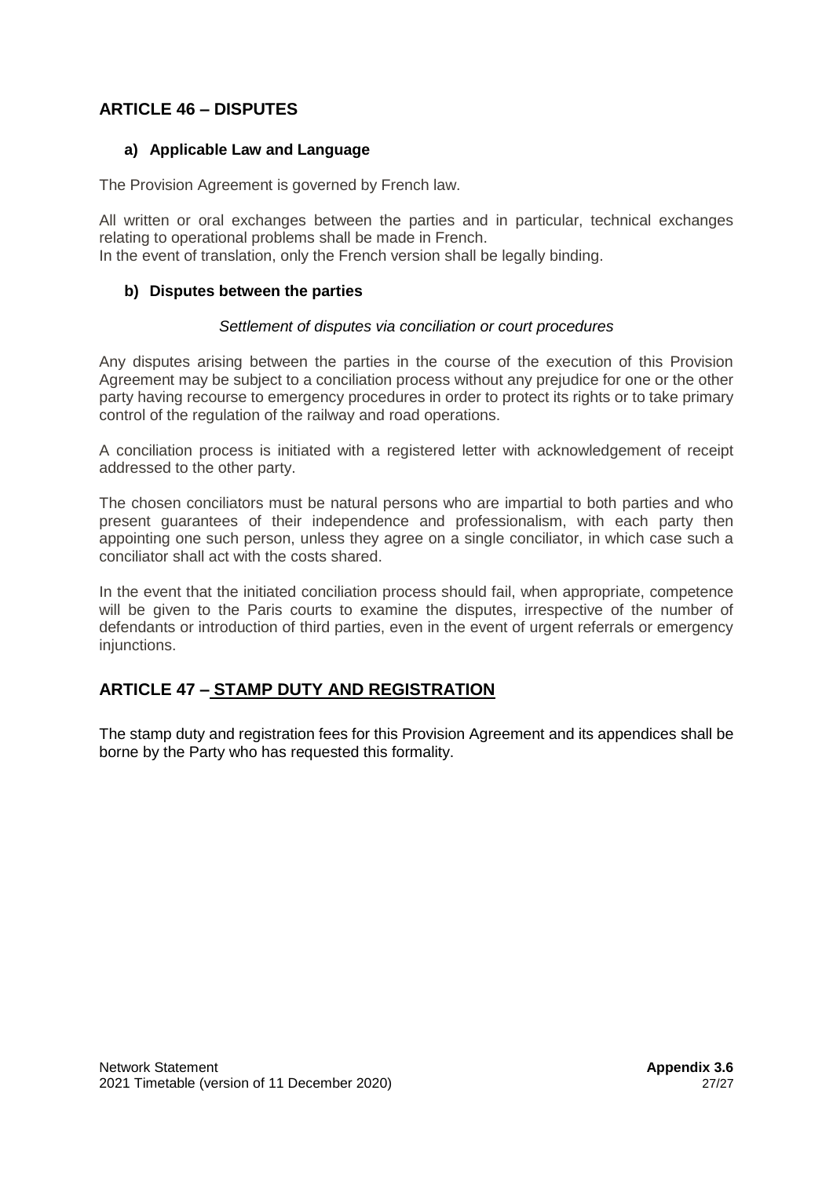## ARTICLE 46 – DISPUTES

### a) Applicable Law and Language

The Provision Agreement is governed by French law.

All written or oral exchanges between the parties and in particular, technical exchanges relating to operational problems shall be made in French.
In the event of translation, only the French version shall be legally binding.

### b) Disputes between the parties

*Settlement of disputes via conciliation or court procedures*

Any disputes arising between the parties in the course of the execution of this Provision Agreement may be subject to a conciliation process without any prejudice for one or the other party having recourse to emergency procedures in order to protect its rights or to take primary control of the regulation of the railway and road operations.

A conciliation process is initiated with a registered letter with acknowledgement of receipt addressed to the other party.

The chosen conciliators must be natural persons who are impartial to both parties and who present guarantees of their independence and professionalism, with each party then appointing one such person, unless they agree on a single conciliator, in which case such a conciliator shall act with the costs shared.

In the event that the initiated conciliation process should fail, when appropriate, competence will be given to the Paris courts to examine the disputes, irrespective of the number of defendants or introduction of third parties, even in the event of urgent referrals or emergency injunctions.

## ARTICLE 47 – STAMP DUTY AND REGISTRATION

The stamp duty and registration fees for this Provision Agreement and its appendices shall be borne by the Party who has requested this formality.